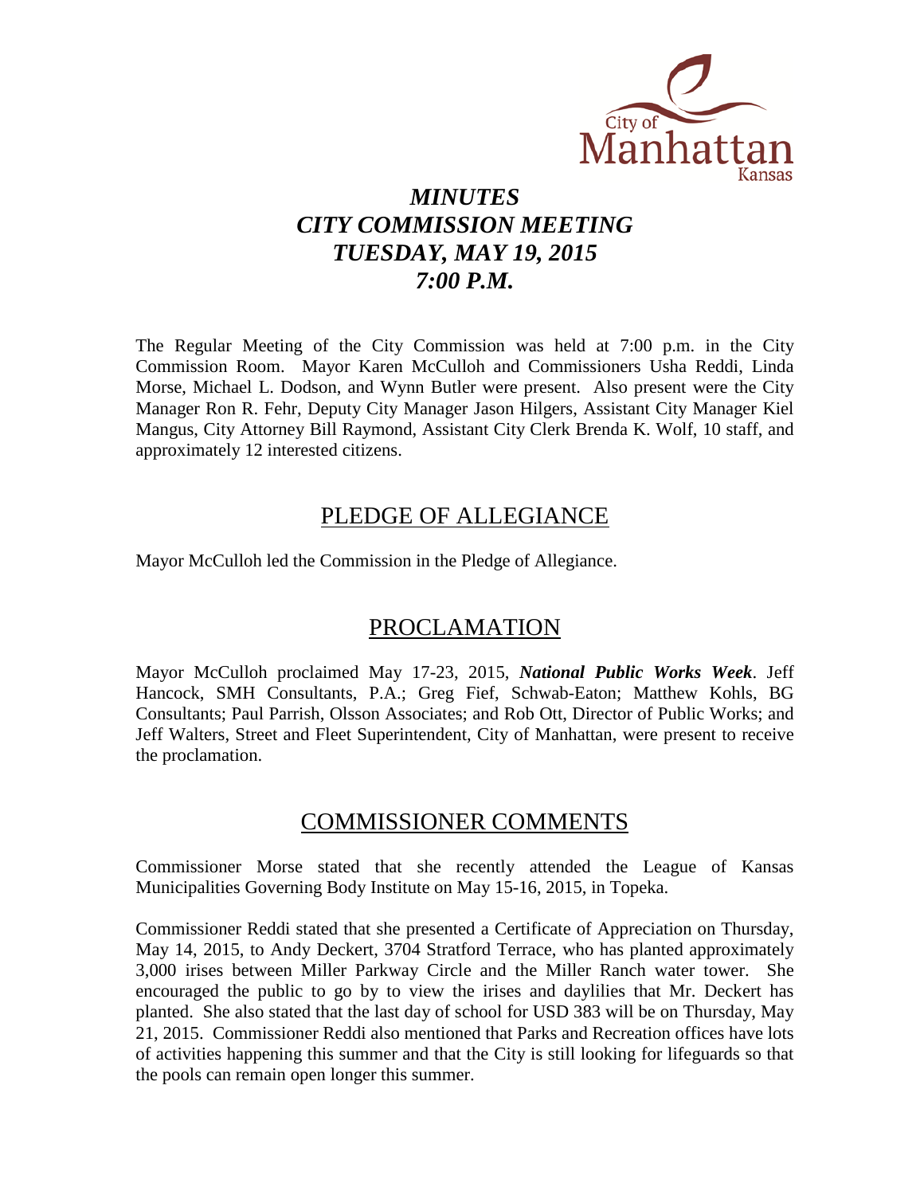City of Manhattan Kansas

# *MINUTES*
# *CITY COMMISSION MEETING*
# *TUESDAY, MAY 19, 2015*
# *7:00 P.M.*

The Regular Meeting of the City Commission was held at 7:00 p.m. in the City Commission Room. Mayor Karen McCulloh and Commissioners Usha Reddi, Linda Morse, Michael L. Dodson, and Wynn Butler were present. Also present were the City Manager Ron R. Fehr, Deputy City Manager Jason Hilgers, Assistant City Manager Kiel Mangus, City Attorney Bill Raymond, Assistant City Clerk Brenda K. Wolf, 10 staff, and approximately 12 interested citizens.

## PLEDGE OF ALLEGIANCE

Mayor McCulloh led the Commission in the Pledge of Allegiance.

## PROCLAMATION

Mayor McCulloh proclaimed May 17-23, 2015, ***National Public Works Week***. Jeff Hancock, SMH Consultants, P.A.; Greg Fief, Schwab-Eaton; Matthew Kohls, BG Consultants; Paul Parrish, Olsson Associates; and Rob Ott, Director of Public Works; and Jeff Walters, Street and Fleet Superintendent, City of Manhattan, were present to receive the proclamation.

## COMMISSIONER COMMENTS

Commissioner Morse stated that she recently attended the League of Kansas Municipalities Governing Body Institute on May 15-16, 2015, in Topeka.

Commissioner Reddi stated that she presented a Certificate of Appreciation on Thursday, May 14, 2015, to Andy Deckert, 3704 Stratford Terrace, who has planted approximately 3,000 irises between Miller Parkway Circle and the Miller Ranch water tower. She encouraged the public to go by to view the irises and daylilies that Mr. Deckert has planted. She also stated that the last day of school for USD 383 will be on Thursday, May 21, 2015. Commissioner Reddi also mentioned that Parks and Recreation offices have lots of activities happening this summer and that the City is still looking for lifeguards so that the pools can remain open longer this summer.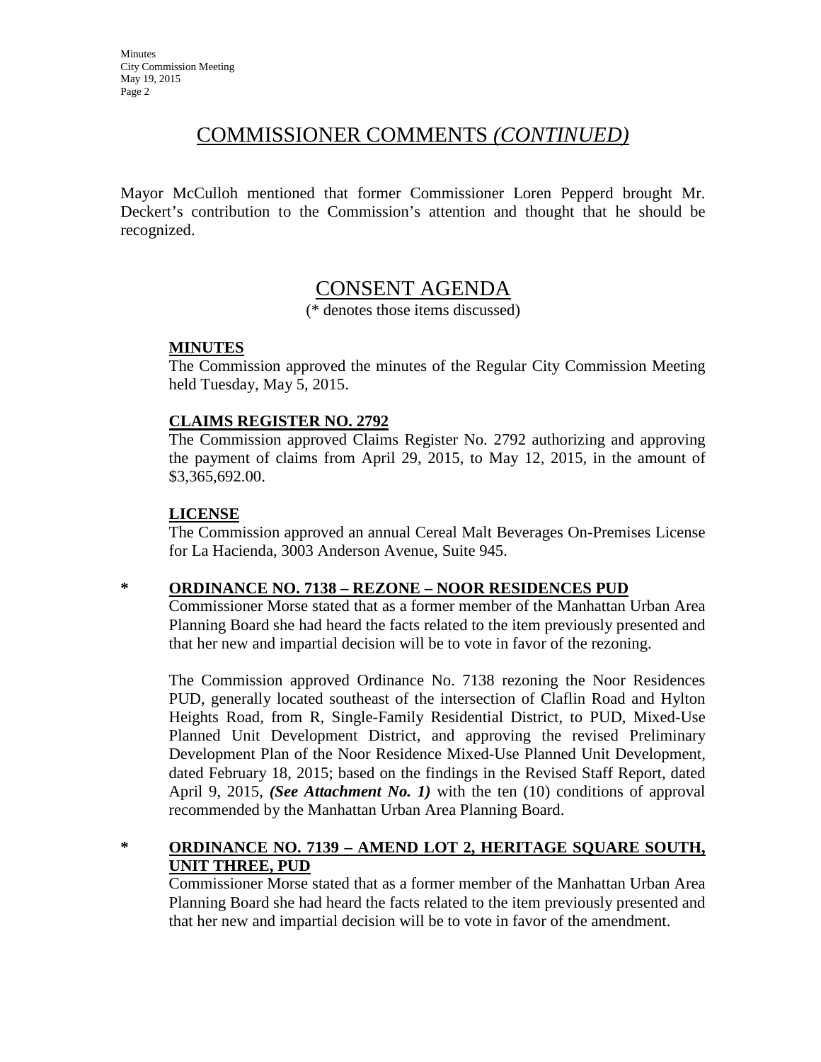## COMMISSIONER COMMENTS *(CONTINUED)*

Mayor McCulloh mentioned that former Commissioner Loren Pepperd brought Mr. Deckert's contribution to the Commission's attention and thought that he should be recognized.

## CONSENT AGENDA

(* denotes those items discussed)

**MINUTES**

The Commission approved the minutes of the Regular City Commission Meeting held Tuesday, May 5, 2015.

**CLAIMS REGISTER NO. 2792**

The Commission approved Claims Register No. 2792 authorizing and approving the payment of claims from April 29, 2015, to May 12, 2015, in the amount of $3,365,692.00.

**LICENSE**

The Commission approved an annual Cereal Malt Beverages On-Premises License for La Hacienda, 3003 Anderson Avenue, Suite 945.

**\* ORDINANCE NO. 7138 – REZONE – NOOR RESIDENCES PUD**

Commissioner Morse stated that as a former member of the Manhattan Urban Area Planning Board she had heard the facts related to the item previously presented and that her new and impartial decision will be to vote in favor of the rezoning.

The Commission approved Ordinance No. 7138 rezoning the Noor Residences PUD, generally located southeast of the intersection of Claflin Road and Hylton Heights Road, from R, Single-Family Residential District, to PUD, Mixed-Use Planned Unit Development District, and approving the revised Preliminary Development Plan of the Noor Residence Mixed-Use Planned Unit Development, dated February 18, 2015; based on the findings in the Revised Staff Report, dated April 9, 2015, ***(See Attachment No. 1)*** with the ten (10) conditions of approval recommended by the Manhattan Urban Area Planning Board.

**\* ORDINANCE NO. 7139 – AMEND LOT 2, HERITAGE SQUARE SOUTH, UNIT THREE, PUD**

Commissioner Morse stated that as a former member of the Manhattan Urban Area Planning Board she had heard the facts related to the item previously presented and that her new and impartial decision will be to vote in favor of the amendment.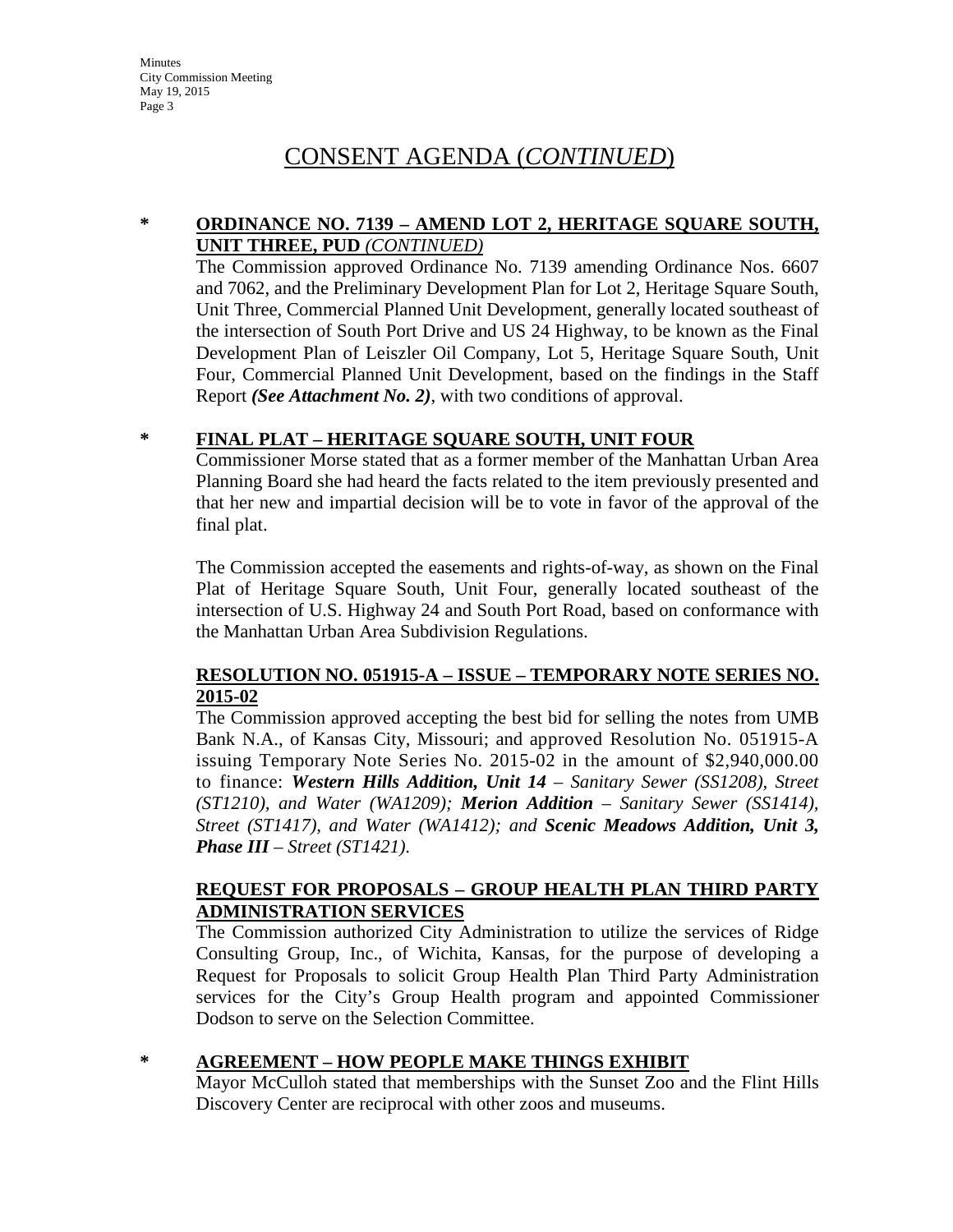# CONSENT AGENDA (*CONTINUED*)

**\* ORDINANCE NO. 7139 – AMEND LOT 2, HERITAGE SQUARE SOUTH, UNIT THREE, PUD** ***(CONTINUED)***

The Commission approved Ordinance No. 7139 amending Ordinance Nos. 6607 and 7062, and the Preliminary Development Plan for Lot 2, Heritage Square South, Unit Three, Commercial Planned Unit Development, generally located southeast of the intersection of South Port Drive and US 24 Highway, to be known as the Final Development Plan of Leiszler Oil Company, Lot 5, Heritage Square South, Unit Four, Commercial Planned Unit Development, based on the findings in the Staff Report ***(See Attachment No. 2)***, with two conditions of approval.

**\* FINAL PLAT – HERITAGE SQUARE SOUTH, UNIT FOUR**

Commissioner Morse stated that as a former member of the Manhattan Urban Area Planning Board she had heard the facts related to the item previously presented and that her new and impartial decision will be to vote in favor of the approval of the final plat.

The Commission accepted the easements and rights-of-way, as shown on the Final Plat of Heritage Square South, Unit Four, generally located southeast of the intersection of U.S. Highway 24 and South Port Road, based on conformance with the Manhattan Urban Area Subdivision Regulations.

**RESOLUTION NO. 051915-A – ISSUE – TEMPORARY NOTE SERIES NO. 2015-02**

The Commission approved accepting the best bid for selling the notes from UMB Bank N.A., of Kansas City, Missouri; and approved Resolution No. 051915-A issuing Temporary Note Series No. 2015-02 in the amount of $2,940,000.00 to finance: ***Western Hills Addition, Unit 14*** *– Sanitary Sewer (SS1208), Street (ST1210), and Water (WA1209);* ***Merion Addition*** *– Sanitary Sewer (SS1414), Street (ST1417), and Water (WA1412); and* ***Scenic Meadows Addition, Unit 3, Phase III*** *– Street (ST1421).*

**REQUEST FOR PROPOSALS – GROUP HEALTH PLAN THIRD PARTY ADMINISTRATION SERVICES**

The Commission authorized City Administration to utilize the services of Ridge Consulting Group, Inc., of Wichita, Kansas, for the purpose of developing a Request for Proposals to solicit Group Health Plan Third Party Administration services for the City's Group Health program and appointed Commissioner Dodson to serve on the Selection Committee.

**\* AGREEMENT – HOW PEOPLE MAKE THINGS EXHIBIT**

Mayor McCulloh stated that memberships with the Sunset Zoo and the Flint Hills Discovery Center are reciprocal with other zoos and museums.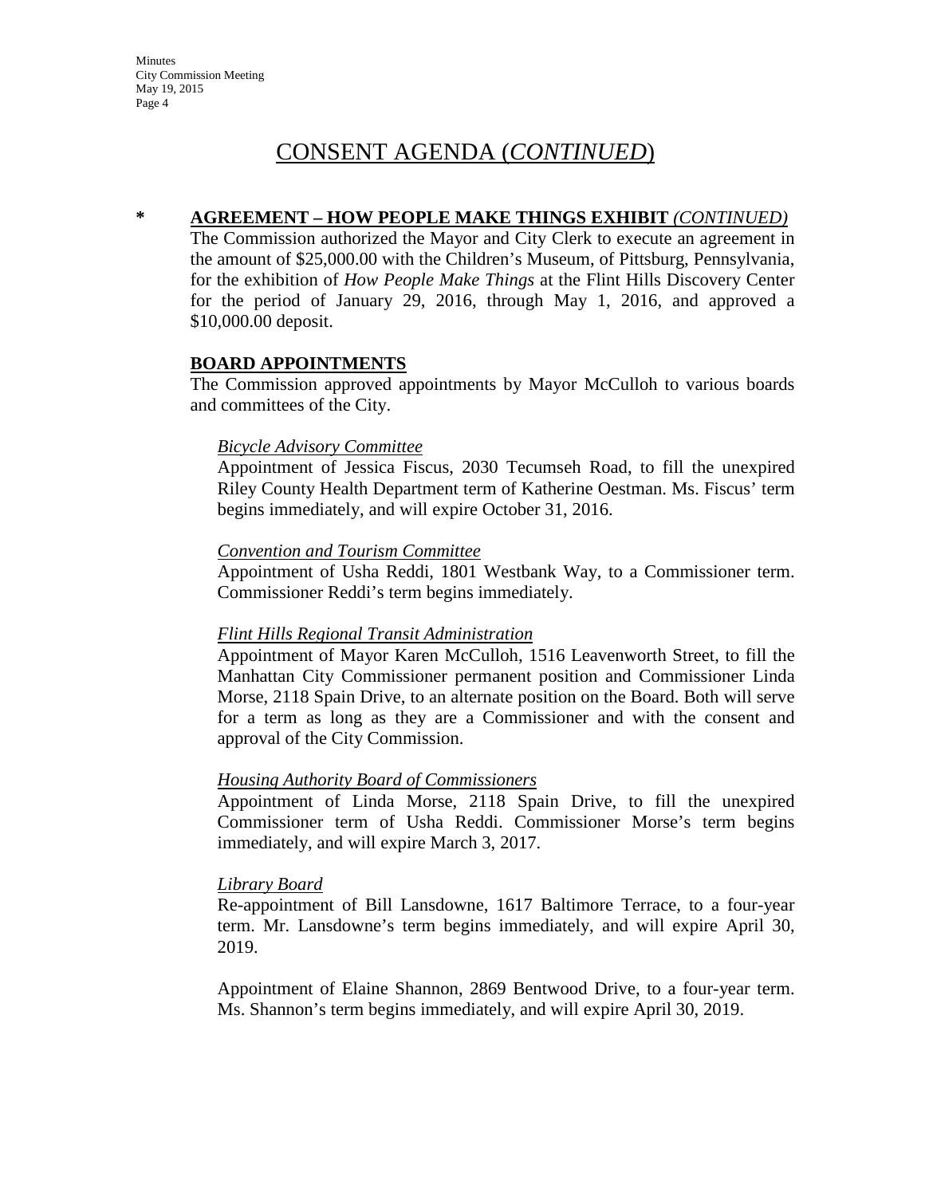# CONSENT AGENDA (*CONTINUED*)

**\* AGREEMENT – HOW PEOPLE MAKE THINGS EXHIBIT** ***(CONTINUED)***

The Commission authorized the Mayor and City Clerk to execute an agreement in the amount of $25,000.00 with the Children's Museum, of Pittsburg, Pennsylvania, for the exhibition of *How People Make Things* at the Flint Hills Discovery Center for the period of January 29, 2016, through May 1, 2016, and approved a $10,000.00 deposit.

**BOARD APPOINTMENTS**

The Commission approved appointments by Mayor McCulloh to various boards and committees of the City.

*Bicycle Advisory Committee*

Appointment of Jessica Fiscus, 2030 Tecumseh Road, to fill the unexpired Riley County Health Department term of Katherine Oestman. Ms. Fiscus' term begins immediately, and will expire October 31, 2016.

*Convention and Tourism Committee*

Appointment of Usha Reddi, 1801 Westbank Way, to a Commissioner term. Commissioner Reddi's term begins immediately.

*Flint Hills Regional Transit Administration*

Appointment of Mayor Karen McCulloh, 1516 Leavenworth Street, to fill the Manhattan City Commissioner permanent position and Commissioner Linda Morse, 2118 Spain Drive, to an alternate position on the Board. Both will serve for a term as long as they are a Commissioner and with the consent and approval of the City Commission.

*Housing Authority Board of Commissioners*

Appointment of Linda Morse, 2118 Spain Drive, to fill the unexpired Commissioner term of Usha Reddi. Commissioner Morse's term begins immediately, and will expire March 3, 2017.

*Library Board*

Re-appointment of Bill Lansdowne, 1617 Baltimore Terrace, to a four-year term. Mr. Lansdowne's term begins immediately, and will expire April 30, 2019.

Appointment of Elaine Shannon, 2869 Bentwood Drive, to a four-year term. Ms. Shannon's term begins immediately, and will expire April 30, 2019.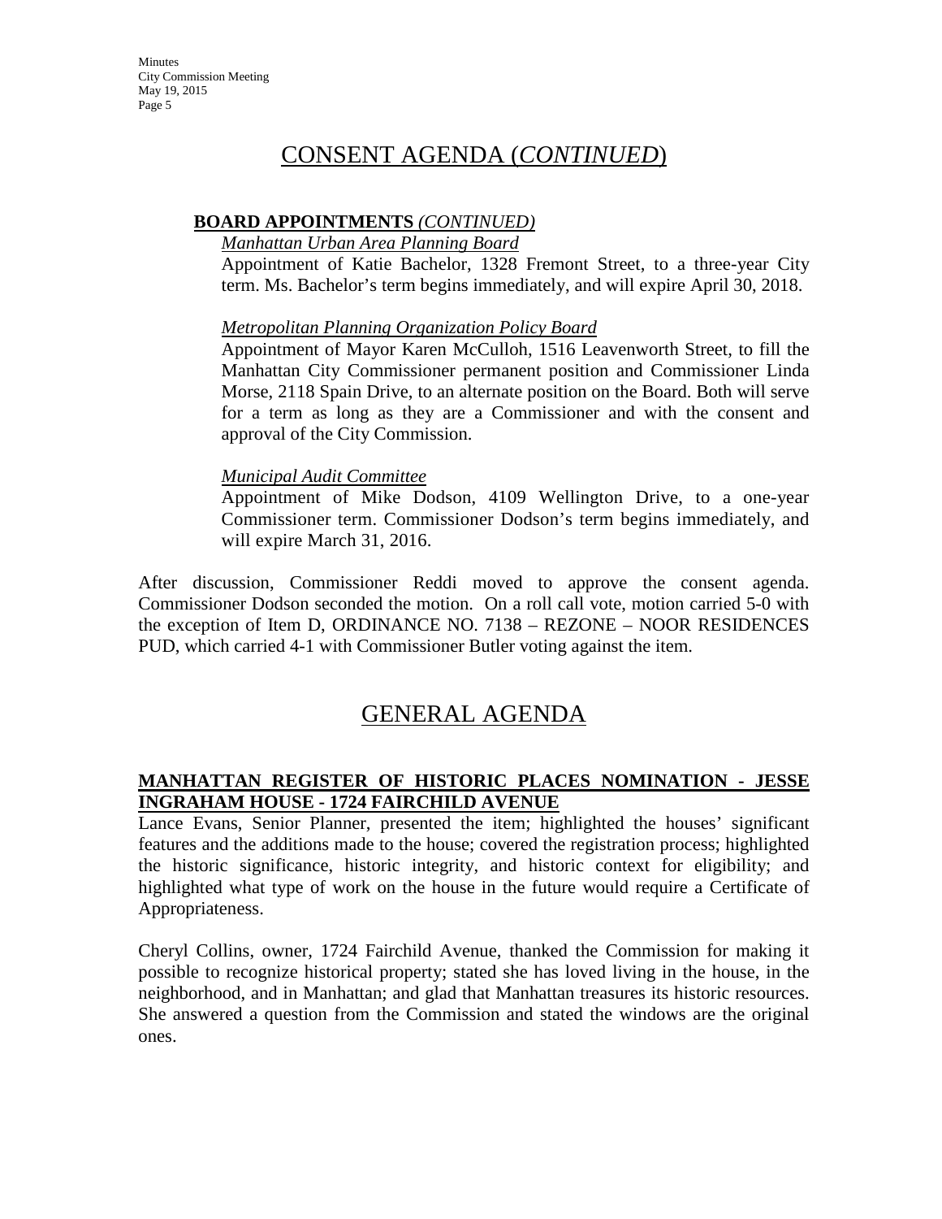# CONSENT AGENDA (*CONTINUED*)

**BOARD APPOINTMENTS** *(CONTINUED)*

*Manhattan Urban Area Planning Board*

Appointment of Katie Bachelor, 1328 Fremont Street, to a three-year City term. Ms. Bachelor's term begins immediately, and will expire April 30, 2018.

*Metropolitan Planning Organization Policy Board*

Appointment of Mayor Karen McCulloh, 1516 Leavenworth Street, to fill the Manhattan City Commissioner permanent position and Commissioner Linda Morse, 2118 Spain Drive, to an alternate position on the Board. Both will serve for a term as long as they are a Commissioner and with the consent and approval of the City Commission.

*Municipal Audit Committee*

Appointment of Mike Dodson, 4109 Wellington Drive, to a one-year Commissioner term. Commissioner Dodson's term begins immediately, and will expire March 31, 2016.

After discussion, Commissioner Reddi moved to approve the consent agenda. Commissioner Dodson seconded the motion. On a roll call vote, motion carried 5-0 with the exception of Item D, ORDINANCE NO. 7138 – REZONE – NOOR RESIDENCES PUD, which carried 4-1 with Commissioner Butler voting against the item.

# GENERAL AGENDA

**MANHATTAN REGISTER OF HISTORIC PLACES NOMINATION - JESSE INGRAHAM HOUSE - 1724 FAIRCHILD AVENUE**

Lance Evans, Senior Planner, presented the item; highlighted the houses' significant features and the additions made to the house; covered the registration process; highlighted the historic significance, historic integrity, and historic context for eligibility; and highlighted what type of work on the house in the future would require a Certificate of Appropriateness.

Cheryl Collins, owner, 1724 Fairchild Avenue, thanked the Commission for making it possible to recognize historical property; stated she has loved living in the house, in the neighborhood, and in Manhattan; and glad that Manhattan treasures its historic resources. She answered a question from the Commission and stated the windows are the original ones.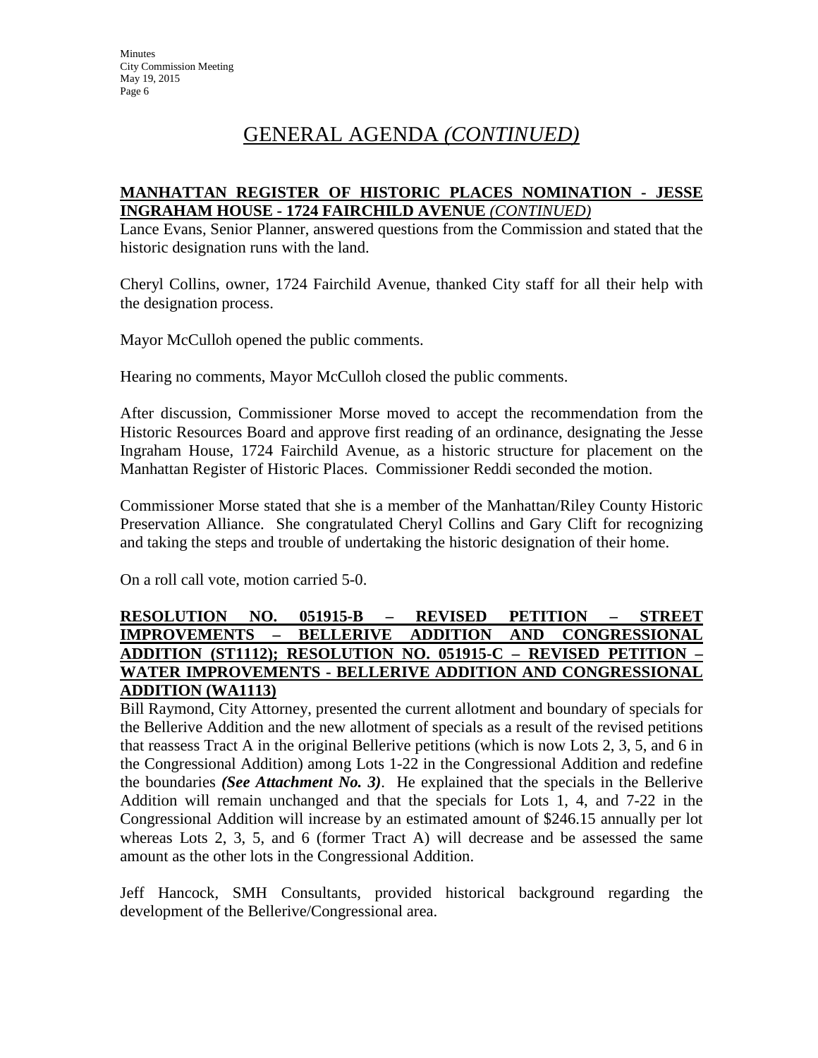# GENERAL AGENDA *(CONTINUED)*

**MANHATTAN REGISTER OF HISTORIC PLACES NOMINATION - JESSE INGRAHAM HOUSE - 1724 FAIRCHILD AVENUE** ***(CONTINUED)***

Lance Evans, Senior Planner, answered questions from the Commission and stated that the historic designation runs with the land.

Cheryl Collins, owner, 1724 Fairchild Avenue, thanked City staff for all their help with the designation process.

Mayor McCulloh opened the public comments.

Hearing no comments, Mayor McCulloh closed the public comments.

After discussion, Commissioner Morse moved to accept the recommendation from the Historic Resources Board and approve first reading of an ordinance, designating the Jesse Ingraham House, 1724 Fairchild Avenue, as a historic structure for placement on the Manhattan Register of Historic Places. Commissioner Reddi seconded the motion.

Commissioner Morse stated that she is a member of the Manhattan/Riley County Historic Preservation Alliance. She congratulated Cheryl Collins and Gary Clift for recognizing and taking the steps and trouble of undertaking the historic designation of their home.

On a roll call vote, motion carried 5-0.

**RESOLUTION NO. 051915-B – REVISED PETITION – STREET IMPROVEMENTS – BELLERIVE ADDITION AND CONGRESSIONAL ADDITION (ST1112); RESOLUTION NO. 051915-C – REVISED PETITION – WATER IMPROVEMENTS - BELLERIVE ADDITION AND CONGRESSIONAL ADDITION (WA1113)**

Bill Raymond, City Attorney, presented the current allotment and boundary of specials for the Bellerive Addition and the new allotment of specials as a result of the revised petitions that reassess Tract A in the original Bellerive petitions (which is now Lots 2, 3, 5, and 6 in the Congressional Addition) among Lots 1-22 in the Congressional Addition and redefine the boundaries ***(See Attachment No. 3)***. He explained that the specials in the Bellerive Addition will remain unchanged and that the specials for Lots 1, 4, and 7-22 in the Congressional Addition will increase by an estimated amount of $246.15 annually per lot whereas Lots 2, 3, 5, and 6 (former Tract A) will decrease and be assessed the same amount as the other lots in the Congressional Addition.

Jeff Hancock, SMH Consultants, provided historical background regarding the development of the Bellerive/Congressional area.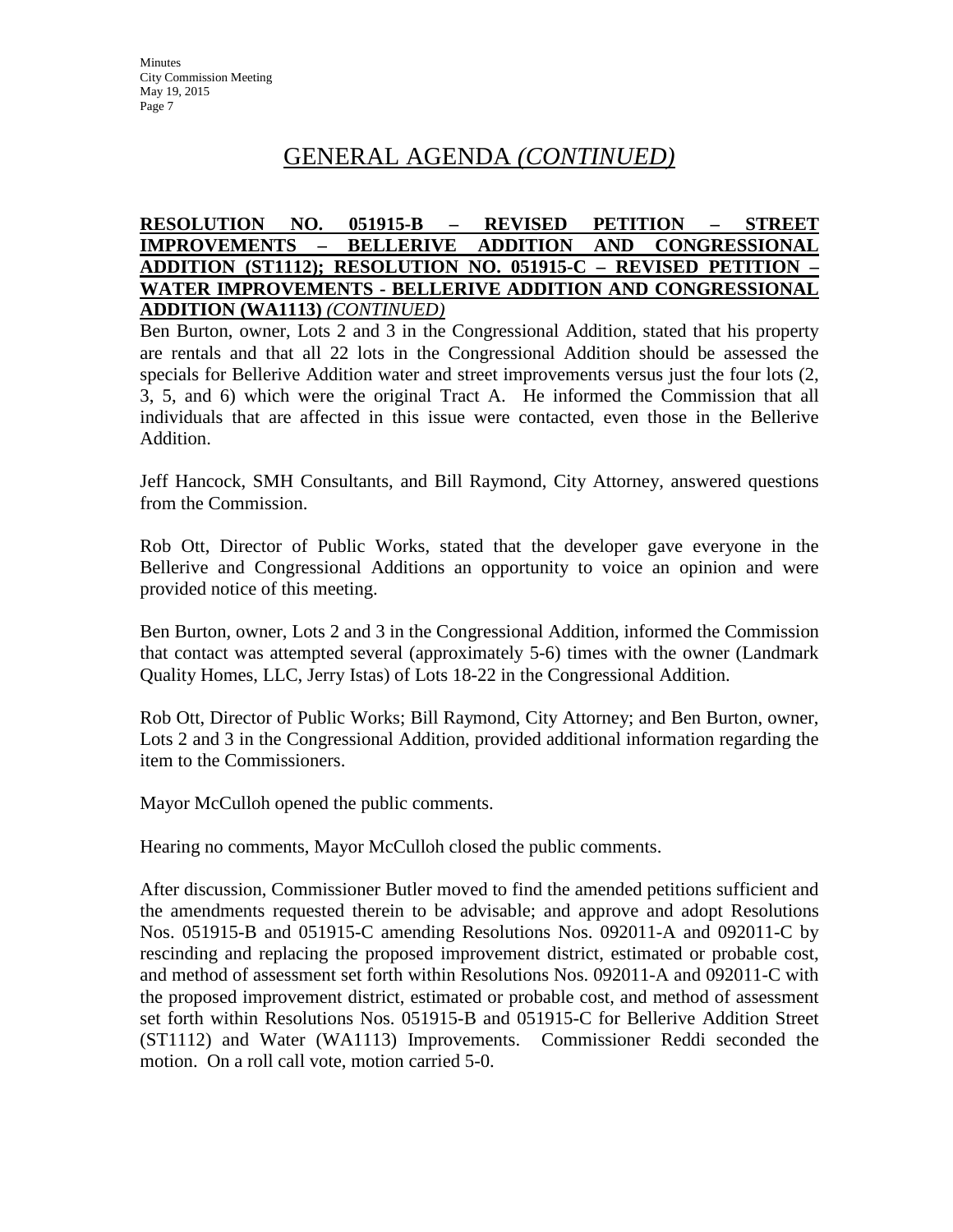## GENERAL AGENDA *(CONTINUED)*

**RESOLUTION NO. 051915-B – REVISED PETITION – STREET IMPROVEMENTS – BELLERIVE ADDITION AND CONGRESSIONAL ADDITION (ST1112); RESOLUTION NO. 051915-C – REVISED PETITION – WATER IMPROVEMENTS - BELLERIVE ADDITION AND CONGRESSIONAL ADDITION (WA1113)** ***(CONTINUED)***

Ben Burton, owner, Lots 2 and 3 in the Congressional Addition, stated that his property are rentals and that all 22 lots in the Congressional Addition should be assessed the specials for Bellerive Addition water and street improvements versus just the four lots (2, 3, 5, and 6) which were the original Tract A. He informed the Commission that all individuals that are affected in this issue were contacted, even those in the Bellerive Addition.

Jeff Hancock, SMH Consultants, and Bill Raymond, City Attorney, answered questions from the Commission.

Rob Ott, Director of Public Works, stated that the developer gave everyone in the Bellerive and Congressional Additions an opportunity to voice an opinion and were provided notice of this meeting.

Ben Burton, owner, Lots 2 and 3 in the Congressional Addition, informed the Commission that contact was attempted several (approximately 5-6) times with the owner (Landmark Quality Homes, LLC, Jerry Istas) of Lots 18-22 in the Congressional Addition.

Rob Ott, Director of Public Works; Bill Raymond, City Attorney; and Ben Burton, owner, Lots 2 and 3 in the Congressional Addition, provided additional information regarding the item to the Commissioners.

Mayor McCulloh opened the public comments.

Hearing no comments, Mayor McCulloh closed the public comments.

After discussion, Commissioner Butler moved to find the amended petitions sufficient and the amendments requested therein to be advisable; and approve and adopt Resolutions Nos. 051915-B and 051915-C amending Resolutions Nos. 092011-A and 092011-C by rescinding and replacing the proposed improvement district, estimated or probable cost, and method of assessment set forth within Resolutions Nos. 092011-A and 092011-C with the proposed improvement district, estimated or probable cost, and method of assessment set forth within Resolutions Nos. 051915-B and 051915-C for Bellerive Addition Street (ST1112) and Water (WA1113) Improvements. Commissioner Reddi seconded the motion. On a roll call vote, motion carried 5-0.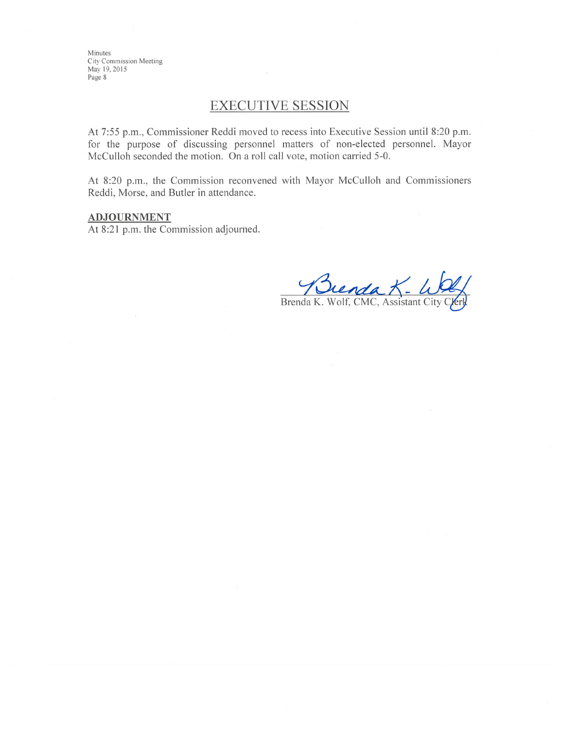## EXECUTIVE SESSION

At 7:55 p.m., Commissioner Reddi moved to recess into Executive Session until 8:20 p.m. for the purpose of discussing personnel matters of non-elected personnel. Mayor McCulloh seconded the motion. On a roll call vote, motion carried 5-0.

At 8:20 p.m., the Commission reconvened with Mayor McCulloh and Commissioners Reddi, Morse, and Butler in attendance.

**ADJOURNMENT**

At 8:21 p.m. the Commission adjourned.

Brenda K. Wolf, CMC, Assistant City Clerk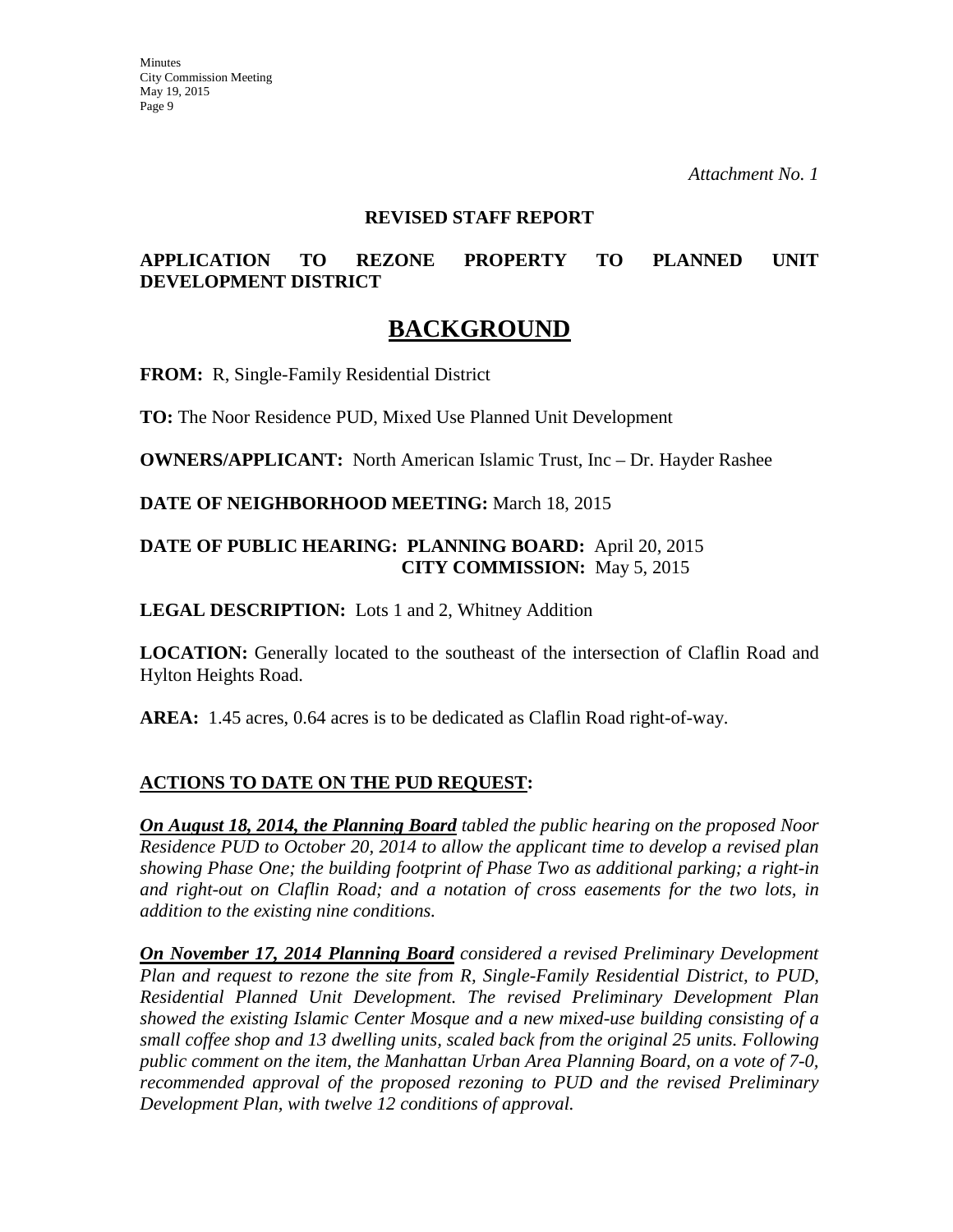*Attachment No. 1*

**REVISED STAFF REPORT**

**APPLICATION TO REZONE PROPERTY TO PLANNED UNIT DEVELOPMENT DISTRICT**

# BACKGROUND

**FROM:** R, Single-Family Residential District

**TO:** The Noor Residence PUD, Mixed Use Planned Unit Development

**OWNERS/APPLICANT:** North American Islamic Trust, Inc – Dr. Hayder Rashee

**DATE OF NEIGHBORHOOD MEETING:** March 18, 2015

**DATE OF PUBLIC HEARING: PLANNING BOARD:** April 20, 2015
**CITY COMMISSION:** May 5, 2015

**LEGAL DESCRIPTION:** Lots 1 and 2, Whitney Addition

**LOCATION:** Generally located to the southeast of the intersection of Claflin Road and Hylton Heights Road.

**AREA:** 1.45 acres, 0.64 acres is to be dedicated as Claflin Road right-of-way.

**ACTIONS TO DATE ON THE PUD REQUEST:**

***On August 18, 2014, the Planning Board*** *tabled the public hearing on the proposed Noor Residence PUD to October 20, 2014 to allow the applicant time to develop a revised plan showing Phase One; the building footprint of Phase Two as additional parking; a right-in and right-out on Claflin Road; and a notation of cross easements for the two lots, in addition to the existing nine conditions.*

***On November 17, 2014 Planning Board*** *considered a revised Preliminary Development Plan and request to rezone the site from R, Single-Family Residential District, to PUD, Residential Planned Unit Development. The revised Preliminary Development Plan showed the existing Islamic Center Mosque and a new mixed-use building consisting of a small coffee shop and 13 dwelling units, scaled back from the original 25 units. Following public comment on the item, the Manhattan Urban Area Planning Board, on a vote of 7-0, recommended approval of the proposed rezoning to PUD and the revised Preliminary Development Plan, with twelve 12 conditions of approval.*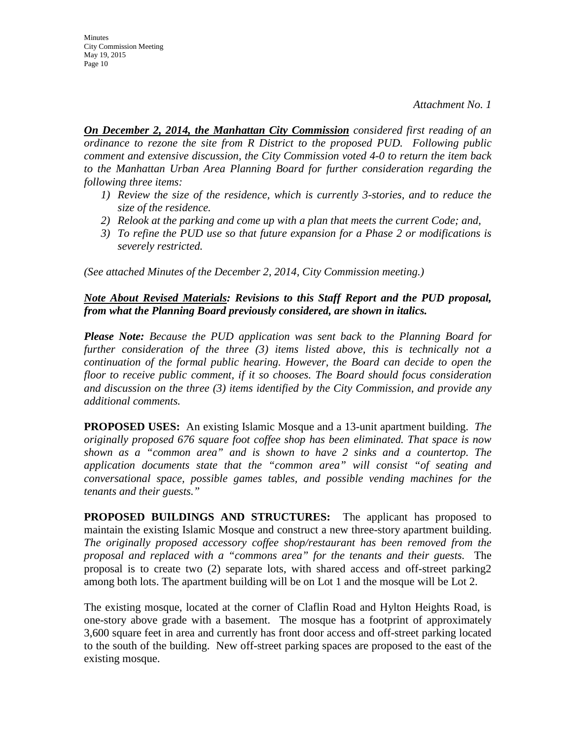*Attachment No. 1*

***On December 2, 2014, the Manhattan City Commission*** *considered first reading of an ordinance to rezone the site from R District to the proposed PUD. Following public comment and extensive discussion, the City Commission voted 4-0 to return the item back to the Manhattan Urban Area Planning Board for further consideration regarding the following three items:*

1) *Review the size of the residence, which is currently 3-stories, and to reduce the size of the residence.*
2) *Relook at the parking and come up with a plan that meets the current Code; and,*
3) *To refine the PUD use so that future expansion for a Phase 2 or modifications is severely restricted.*

*(See attached Minutes of the December 2, 2014, City Commission meeting.)*

***Note About Revised Materials: Revisions to this Staff Report and the PUD proposal, from what the Planning Board previously considered, are shown in italics.***

***Please Note:*** *Because the PUD application was sent back to the Planning Board for further consideration of the three (3) items listed above, this is technically not a continuation of the formal public hearing. However, the Board can decide to open the floor to receive public comment, if it so chooses. The Board should focus consideration and discussion on the three (3) items identified by the City Commission, and provide any additional comments.*

**PROPOSED USES:** An existing Islamic Mosque and a 13-unit apartment building. *The originally proposed 676 square foot coffee shop has been eliminated. That space is now shown as a "common area" and is shown to have 2 sinks and a countertop. The application documents state that the "common area" will consist "of seating and conversational space, possible games tables, and possible vending machines for the tenants and their guests."*

**PROPOSED BUILDINGS AND STRUCTURES:** The applicant has proposed to maintain the existing Islamic Mosque and construct a new three-story apartment building. *The originally proposed accessory coffee shop/restaurant has been removed from the proposal and replaced with a "commons area" for the tenants and their guests.* The proposal is to create two (2) separate lots, with shared access and off-street parking2 among both lots. The apartment building will be on Lot 1 and the mosque will be Lot 2.

The existing mosque, located at the corner of Claflin Road and Hylton Heights Road, is one-story above grade with a basement. The mosque has a footprint of approximately 3,600 square feet in area and currently has front door access and off-street parking located to the south of the building. New off-street parking spaces are proposed to the east of the existing mosque.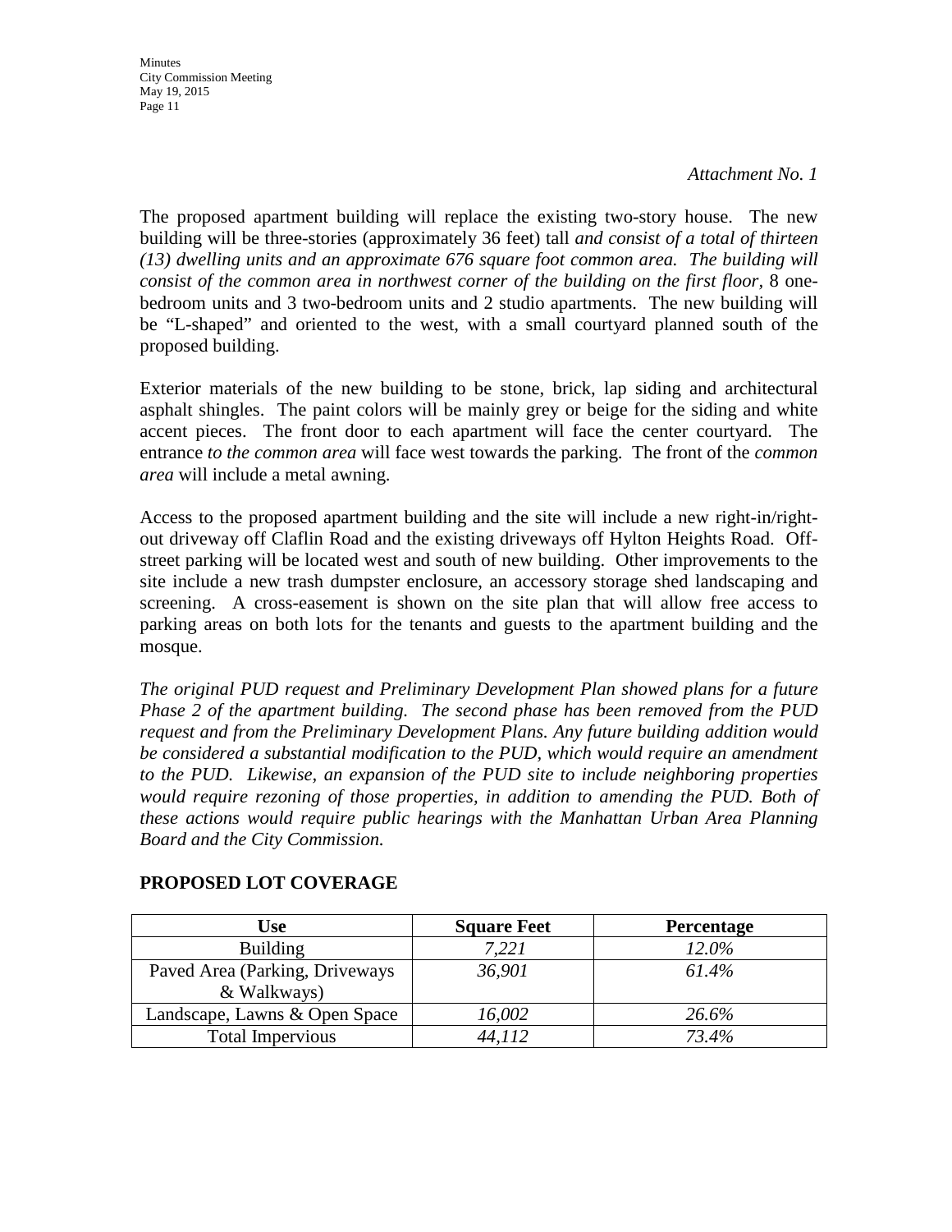*Attachment No. 1*

The proposed apartment building will replace the existing two-story house. The new building will be three-stories (approximately 36 feet) tall *and consist of a total of thirteen (13) dwelling units and an approximate 676 square foot common area. The building will consist of the common area in northwest corner of the building on the first floor,* 8 one-bedroom units and 3 two-bedroom units and 2 studio apartments. The new building will be "L-shaped" and oriented to the west, with a small courtyard planned south of the proposed building.

Exterior materials of the new building to be stone, brick, lap siding and architectural asphalt shingles. The paint colors will be mainly grey or beige for the siding and white accent pieces. The front door to each apartment will face the center courtyard. The entrance *to the common area* will face west towards the parking. The front of the *common area* will include a metal awning.

Access to the proposed apartment building and the site will include a new right-in/right-out driveway off Claflin Road and the existing driveways off Hylton Heights Road. Off-street parking will be located west and south of new building. Other improvements to the site include a new trash dumpster enclosure, an accessory storage shed landscaping and screening. A cross-easement is shown on the site plan that will allow free access to parking areas on both lots for the tenants and guests to the apartment building and the mosque.

*The original PUD request and Preliminary Development Plan showed plans for a future Phase 2 of the apartment building. The second phase has been removed from the PUD request and from the Preliminary Development Plans. Any future building addition would be considered a substantial modification to the PUD, which would require an amendment to the PUD. Likewise, an expansion of the PUD site to include neighboring properties would require rezoning of those properties, in addition to amending the PUD. Both of these actions would require public hearings with the Manhattan Urban Area Planning Board and the City Commission.*

**PROPOSED LOT COVERAGE**

| Use | Square Feet | Percentage |
|---|---|---|
| Building | *7,221* | *12.0%* |
| Paved Area (Parking, Driveways & Walkways) | *36,901* | *61.4%* |
| Landscape, Lawns & Open Space | *16,002* | *26.6%* |
| Total Impervious | *44,112* | *73.4%* |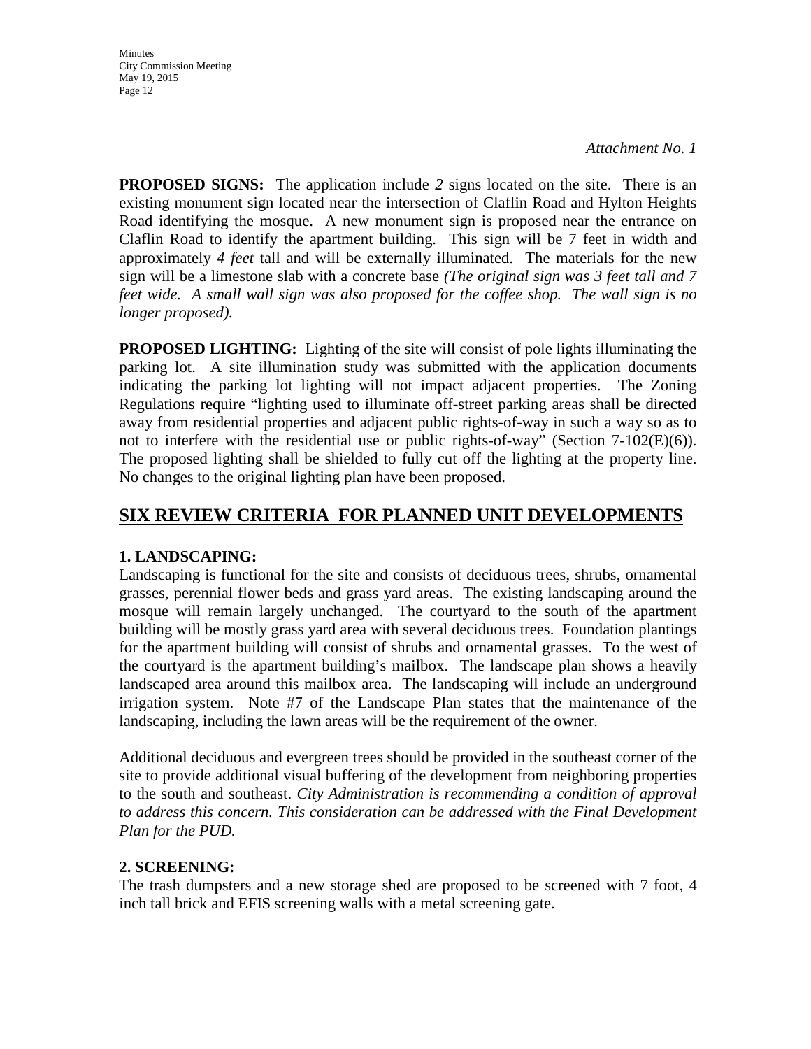*Attachment No. 1*

**PROPOSED SIGNS:** The application include *2* signs located on the site. There is an existing monument sign located near the intersection of Claflin Road and Hylton Heights Road identifying the mosque. A new monument sign is proposed near the entrance on Claflin Road to identify the apartment building. This sign will be 7 feet in width and approximately *4 feet* tall and will be externally illuminated. The materials for the new sign will be a limestone slab with a concrete base *(The original sign was 3 feet tall and 7 feet wide. A small wall sign was also proposed for the coffee shop. The wall sign is no longer proposed).*

**PROPOSED LIGHTING:** Lighting of the site will consist of pole lights illuminating the parking lot. A site illumination study was submitted with the application documents indicating the parking lot lighting will not impact adjacent properties. The Zoning Regulations require "lighting used to illuminate off-street parking areas shall be directed away from residential properties and adjacent public rights-of-way in such a way so as to not to interfere with the residential use or public rights-of-way" (Section 7-102(E)(6)). The proposed lighting shall be shielded to fully cut off the lighting at the property line. No changes to the original lighting plan have been proposed.

## SIX REVIEW CRITERIA FOR PLANNED UNIT DEVELOPMENTS

### 1. LANDSCAPING:

Landscaping is functional for the site and consists of deciduous trees, shrubs, ornamental grasses, perennial flower beds and grass yard areas. The existing landscaping around the mosque will remain largely unchanged. The courtyard to the south of the apartment building will be mostly grass yard area with several deciduous trees. Foundation plantings for the apartment building will consist of shrubs and ornamental grasses. To the west of the courtyard is the apartment building's mailbox. The landscape plan shows a heavily landscaped area around this mailbox area. The landscaping will include an underground irrigation system. Note #7 of the Landscape Plan states that the maintenance of the landscaping, including the lawn areas will be the requirement of the owner.

Additional deciduous and evergreen trees should be provided in the southeast corner of the site to provide additional visual buffering of the development from neighboring properties to the south and southeast. *City Administration is recommending a condition of approval to address this concern. This consideration can be addressed with the Final Development Plan for the PUD.*

### 2. SCREENING:

The trash dumpsters and a new storage shed are proposed to be screened with 7 foot, 4 inch tall brick and EFIS screening walls with a metal screening gate.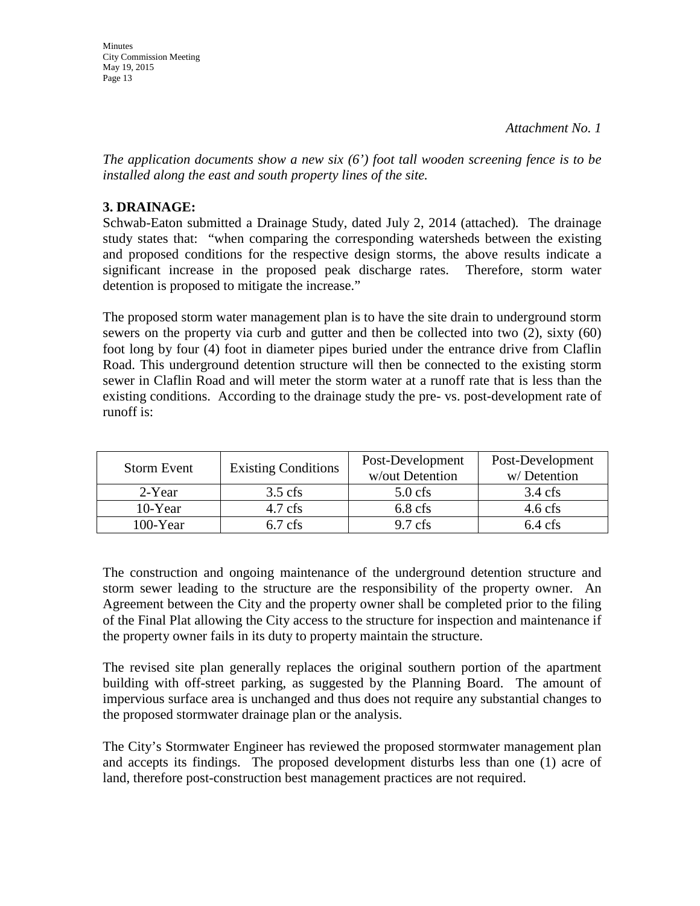*Attachment No. 1*

*The application documents show a new six (6') foot tall wooden screening fence is to be installed along the east and south property lines of the site.*

**3. DRAINAGE:**

Schwab-Eaton submitted a Drainage Study, dated July 2, 2014 (attached). The drainage study states that: "when comparing the corresponding watersheds between the existing and proposed conditions for the respective design storms, the above results indicate a significant increase in the proposed peak discharge rates. Therefore, storm water detention is proposed to mitigate the increase."

The proposed storm water management plan is to have the site drain to underground storm sewers on the property via curb and gutter and then be collected into two (2), sixty (60) foot long by four (4) foot in diameter pipes buried under the entrance drive from Claflin Road. This underground detention structure will then be connected to the existing storm sewer in Claflin Road and will meter the storm water at a runoff rate that is less than the existing conditions. According to the drainage study the pre- vs. post-development rate of runoff is:

| Storm Event | Existing Conditions | Post-Development w/out Detention | Post-Development w/ Detention |
|---|---|---|---|
| 2-Year | 3.5 cfs | 5.0 cfs | 3.4 cfs |
| 10-Year | 4.7 cfs | 6.8 cfs | 4.6 cfs |
| 100-Year | 6.7 cfs | 9.7 cfs | 6.4 cfs |

The construction and ongoing maintenance of the underground detention structure and storm sewer leading to the structure are the responsibility of the property owner. An Agreement between the City and the property owner shall be completed prior to the filing of the Final Plat allowing the City access to the structure for inspection and maintenance if the property owner fails in its duty to property maintain the structure.

The revised site plan generally replaces the original southern portion of the apartment building with off-street parking, as suggested by the Planning Board. The amount of impervious surface area is unchanged and thus does not require any substantial changes to the proposed stormwater drainage plan or the analysis.

The City's Stormwater Engineer has reviewed the proposed stormwater management plan and accepts its findings. The proposed development disturbs less than one (1) acre of land, therefore post-construction best management practices are not required.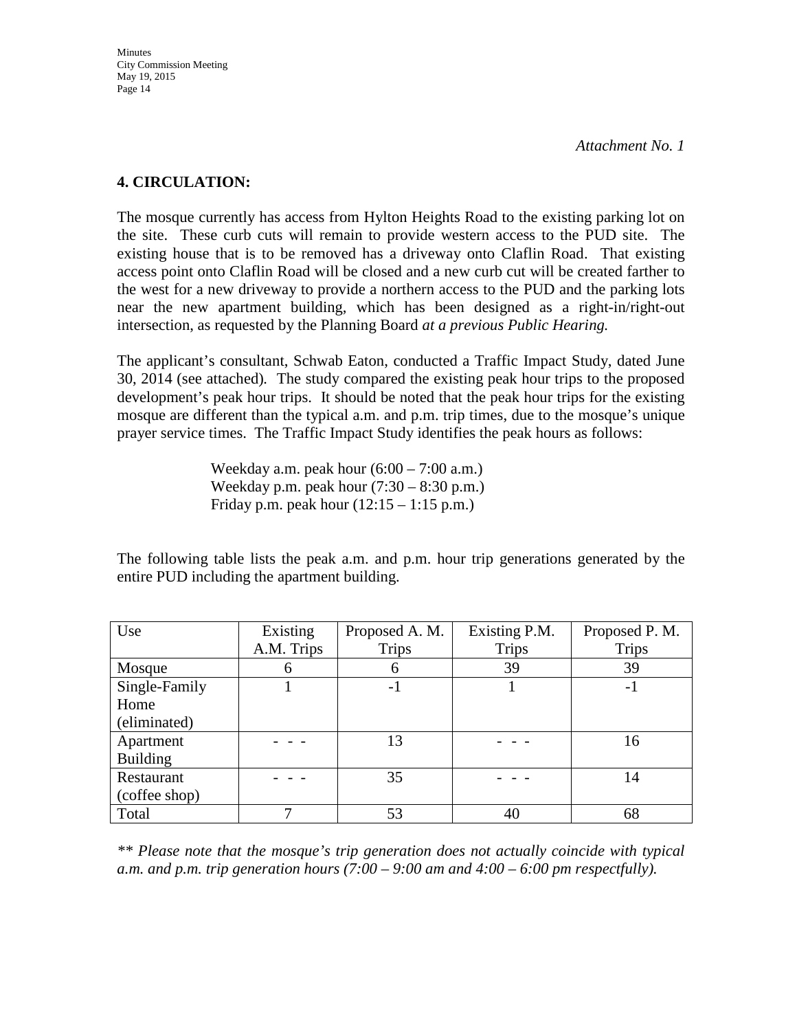*Attachment No. 1*

## 4. CIRCULATION:

The mosque currently has access from Hylton Heights Road to the existing parking lot on the site. These curb cuts will remain to provide western access to the PUD site. The existing house that is to be removed has a driveway onto Claflin Road. That existing access point onto Claflin Road will be closed and a new curb cut will be created farther to the west for a new driveway to provide a northern access to the PUD and the parking lots near the new apartment building, which has been designed as a right-in/right-out intersection, as requested by the Planning Board *at a previous Public Hearing.*

The applicant's consultant, Schwab Eaton, conducted a Traffic Impact Study, dated June 30, 2014 (see attached). The study compared the existing peak hour trips to the proposed development's peak hour trips. It should be noted that the peak hour trips for the existing mosque are different than the typical a.m. and p.m. trip times, due to the mosque's unique prayer service times. The Traffic Impact Study identifies the peak hours as follows:

Weekday a.m. peak hour (6:00 – 7:00 a.m.)
Weekday p.m. peak hour (7:30 – 8:30 p.m.)
Friday p.m. peak hour (12:15 – 1:15 p.m.)

The following table lists the peak a.m. and p.m. hour trip generations generated by the entire PUD including the apartment building.

| Use | Existing A.M. Trips | Proposed A. M. Trips | Existing P.M. Trips | Proposed P. M. Trips |
|---|---|---|---|---|
| Mosque | 6 | 6 | 39 | 39 |
| Single-Family Home (eliminated) | 1 | -1 | 1 | -1 |
| Apartment Building | - - - | 13 | - - - | 16 |
| Restaurant (coffee shop) | - - - | 35 | - - - | 14 |
| Total | 7 | 53 | 40 | 68 |

*\*\* Please note that the mosque's trip generation does not actually coincide with typical a.m. and p.m. trip generation hours (7:00 – 9:00 am and 4:00 – 6:00 pm respectfully).*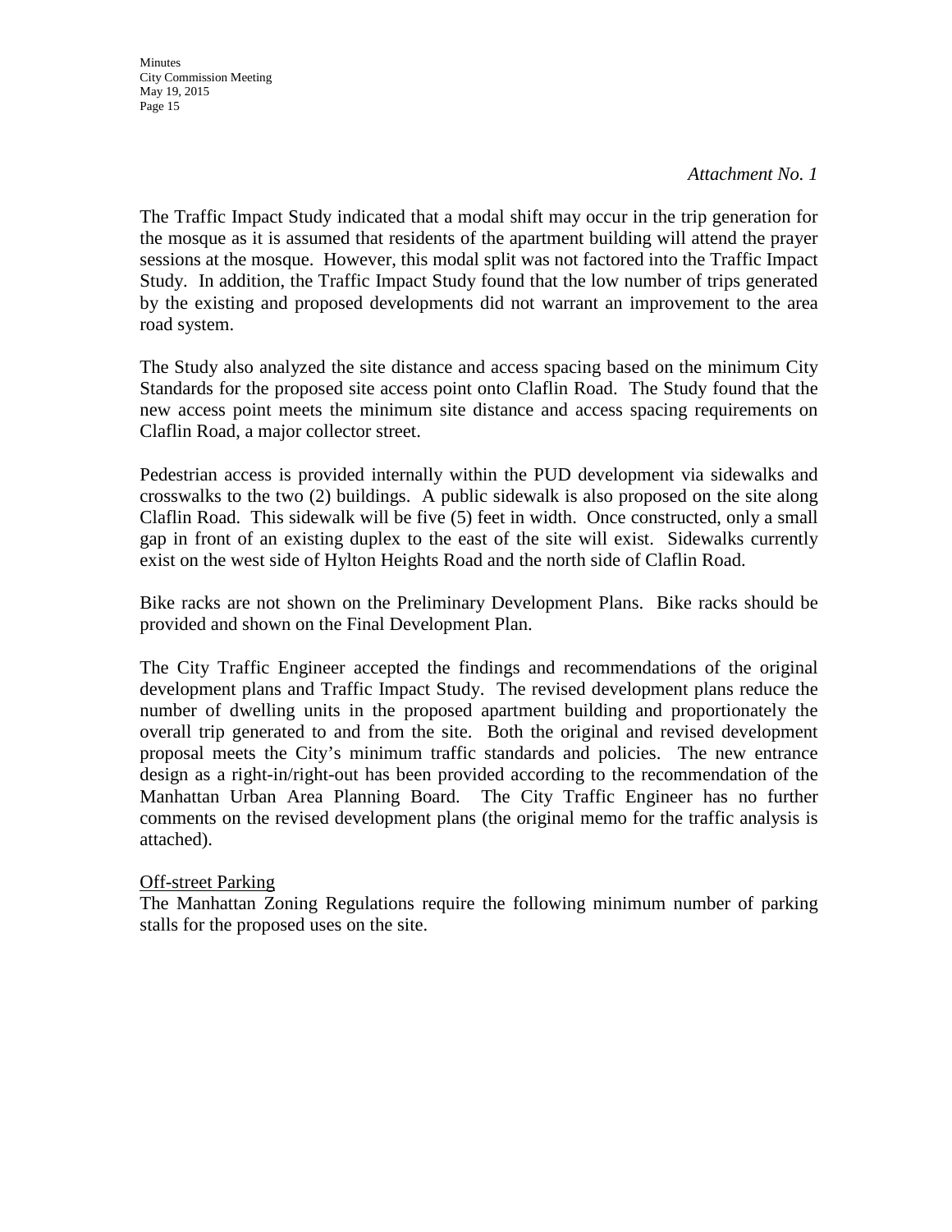*Attachment No. 1*

The Traffic Impact Study indicated that a modal shift may occur in the trip generation for the mosque as it is assumed that residents of the apartment building will attend the prayer sessions at the mosque. However, this modal split was not factored into the Traffic Impact Study. In addition, the Traffic Impact Study found that the low number of trips generated by the existing and proposed developments did not warrant an improvement to the area road system.

The Study also analyzed the site distance and access spacing based on the minimum City Standards for the proposed site access point onto Claflin Road. The Study found that the new access point meets the minimum site distance and access spacing requirements on Claflin Road, a major collector street.

Pedestrian access is provided internally within the PUD development via sidewalks and crosswalks to the two (2) buildings. A public sidewalk is also proposed on the site along Claflin Road. This sidewalk will be five (5) feet in width. Once constructed, only a small gap in front of an existing duplex to the east of the site will exist. Sidewalks currently exist on the west side of Hylton Heights Road and the north side of Claflin Road.

Bike racks are not shown on the Preliminary Development Plans. Bike racks should be provided and shown on the Final Development Plan.

The City Traffic Engineer accepted the findings and recommendations of the original development plans and Traffic Impact Study. The revised development plans reduce the number of dwelling units in the proposed apartment building and proportionately the overall trip generated to and from the site. Both the original and revised development proposal meets the City's minimum traffic standards and policies. The new entrance design as a right-in/right-out has been provided according to the recommendation of the Manhattan Urban Area Planning Board. The City Traffic Engineer has no further comments on the revised development plans (the original memo for the traffic analysis is attached).

<u>Off-street Parking</u>

The Manhattan Zoning Regulations require the following minimum number of parking stalls for the proposed uses on the site.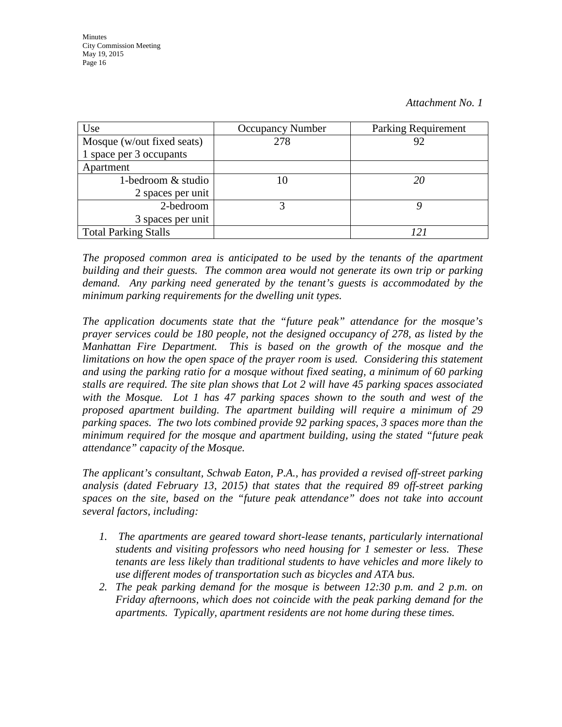*Attachment No. 1*

| Use | Occupancy Number | Parking Requirement |
|---|---|---|
| Mosque (w/out fixed seats) 1 space per 3 occupants | 278 | 92 |
| Apartment | | |
| 1-bedroom & studio 2 spaces per unit | 10 | *20* |
| 2-bedroom 3 spaces per unit | 3 | *9* |
| Total Parking Stalls | | *121* |

*The proposed common area is anticipated to be used by the tenants of the apartment building and their guests. The common area would not generate its own trip or parking demand. Any parking need generated by the tenant's guests is accommodated by the minimum parking requirements for the dwelling unit types.*

*The application documents state that the "future peak" attendance for the mosque's prayer services could be 180 people, not the designed occupancy of 278, as listed by the Manhattan Fire Department. This is based on the growth of the mosque and the limitations on how the open space of the prayer room is used. Considering this statement and using the parking ratio for a mosque without fixed seating, a minimum of 60 parking stalls are required. The site plan shows that Lot 2 will have 45 parking spaces associated with the Mosque. Lot 1 has 47 parking spaces shown to the south and west of the proposed apartment building. The apartment building will require a minimum of 29 parking spaces. The two lots combined provide 92 parking spaces, 3 spaces more than the minimum required for the mosque and apartment building, using the stated "future peak attendance" capacity of the Mosque.*

*The applicant's consultant, Schwab Eaton, P.A., has provided a revised off-street parking analysis (dated February 13, 2015) that states that the required 89 off-street parking spaces on the site, based on the "future peak attendance" does not take into account several factors, including:*

1. *The apartments are geared toward short-lease tenants, particularly international students and visiting professors who need housing for 1 semester or less. These tenants are less likely than traditional students to have vehicles and more likely to use different modes of transportation such as bicycles and ATA bus.*
2. *The peak parking demand for the mosque is between 12:30 p.m. and 2 p.m. on Friday afternoons, which does not coincide with the peak parking demand for the apartments. Typically, apartment residents are not home during these times.*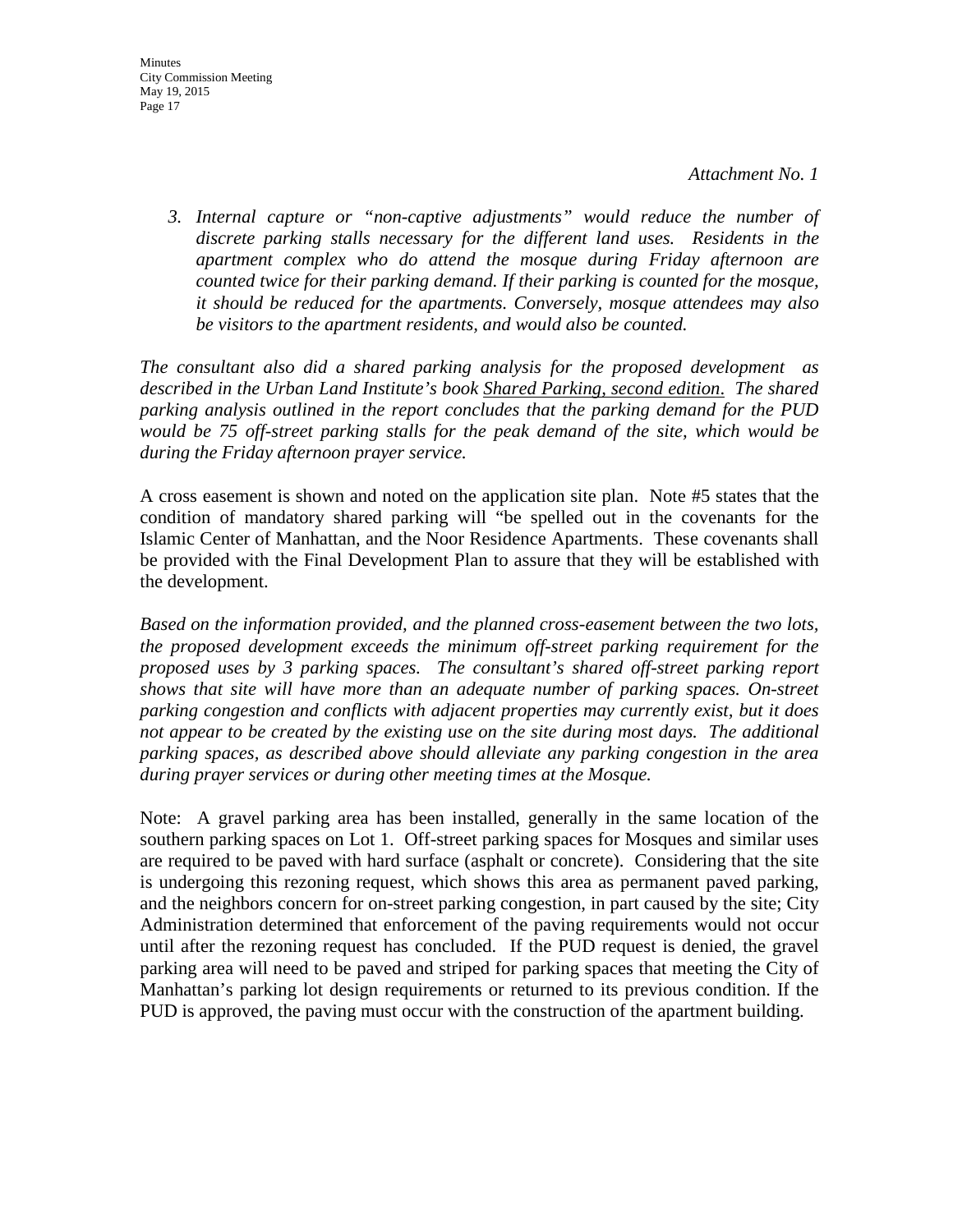*Attachment No. 1*

3. *Internal capture or "non-captive adjustments" would reduce the number of discrete parking stalls necessary for the different land uses. Residents in the apartment complex who do attend the mosque during Friday afternoon are counted twice for their parking demand. If their parking is counted for the mosque, it should be reduced for the apartments. Conversely, mosque attendees may also be visitors to the apartment residents, and would also be counted.*

*The consultant also did a shared parking analysis for the proposed development as described in the Urban Land Institute's book Shared Parking, second edition. The shared parking analysis outlined in the report concludes that the parking demand for the PUD would be 75 off-street parking stalls for the peak demand of the site, which would be during the Friday afternoon prayer service.*

A cross easement is shown and noted on the application site plan. Note #5 states that the condition of mandatory shared parking will "be spelled out in the covenants for the Islamic Center of Manhattan, and the Noor Residence Apartments. These covenants shall be provided with the Final Development Plan to assure that they will be established with the development.

*Based on the information provided, and the planned cross-easement between the two lots, the proposed development exceeds the minimum off-street parking requirement for the proposed uses by 3 parking spaces. The consultant's shared off-street parking report shows that site will have more than an adequate number of parking spaces. On-street parking congestion and conflicts with adjacent properties may currently exist, but it does not appear to be created by the existing use on the site during most days. The additional parking spaces, as described above should alleviate any parking congestion in the area during prayer services or during other meeting times at the Mosque.*

Note: A gravel parking area has been installed, generally in the same location of the southern parking spaces on Lot 1. Off-street parking spaces for Mosques and similar uses are required to be paved with hard surface (asphalt or concrete). Considering that the site is undergoing this rezoning request, which shows this area as permanent paved parking, and the neighbors concern for on-street parking congestion, in part caused by the site; City Administration determined that enforcement of the paving requirements would not occur until after the rezoning request has concluded. If the PUD request is denied, the gravel parking area will need to be paved and striped for parking spaces that meeting the City of Manhattan's parking lot design requirements or returned to its previous condition. If the PUD is approved, the paving must occur with the construction of the apartment building.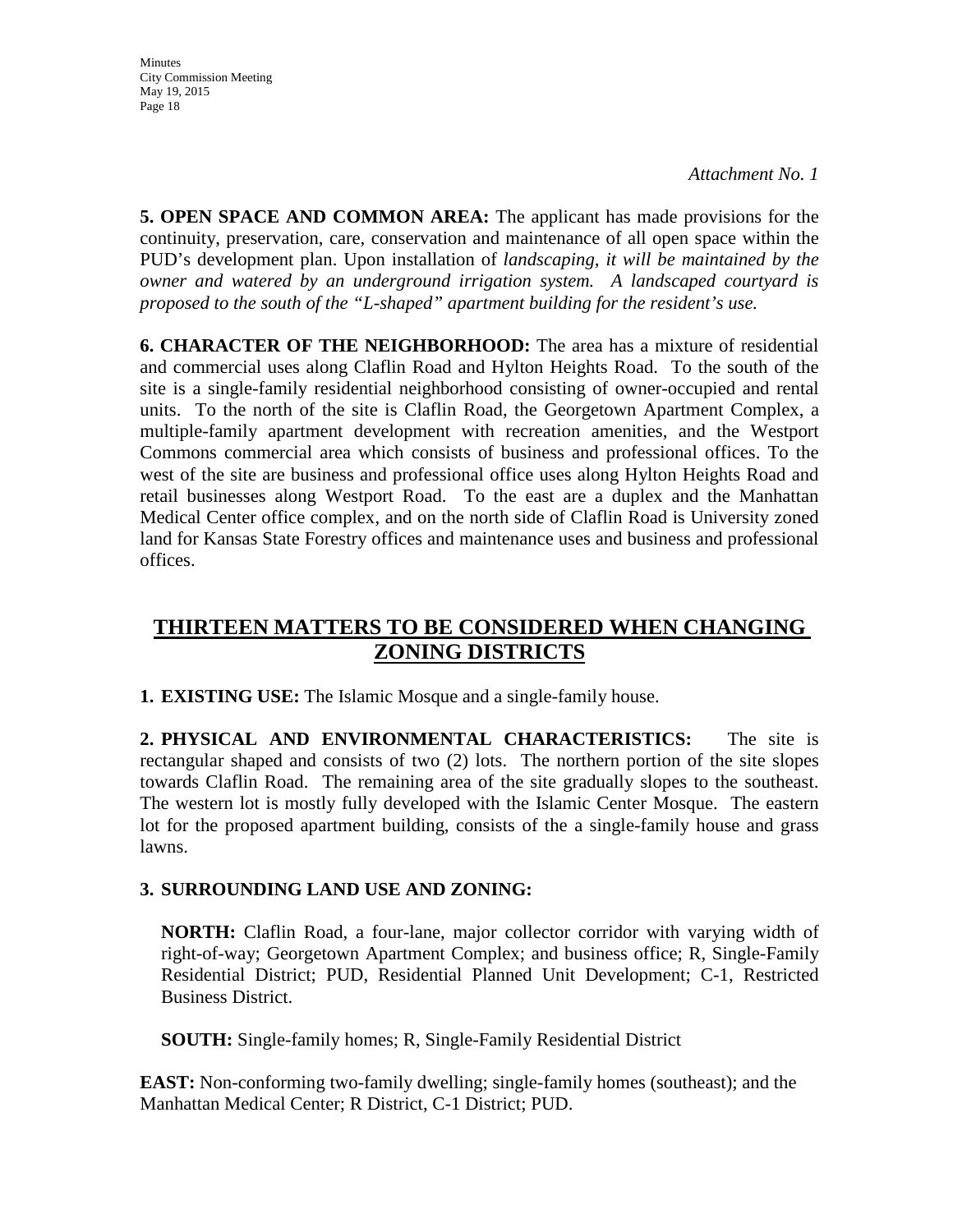*Attachment No. 1*

**5. OPEN SPACE AND COMMON AREA:** The applicant has made provisions for the continuity, preservation, care, conservation and maintenance of all open space within the PUD's development plan. Upon installation of *landscaping, it will be maintained by the owner and watered by an underground irrigation system. A landscaped courtyard is proposed to the south of the "L-shaped" apartment building for the resident's use.*

**6. CHARACTER OF THE NEIGHBORHOOD:** The area has a mixture of residential and commercial uses along Claflin Road and Hylton Heights Road. To the south of the site is a single-family residential neighborhood consisting of owner-occupied and rental units. To the north of the site is Claflin Road, the Georgetown Apartment Complex, a multiple-family apartment development with recreation amenities, and the Westport Commons commercial area which consists of business and professional offices. To the west of the site are business and professional office uses along Hylton Heights Road and retail businesses along Westport Road. To the east are a duplex and the Manhattan Medical Center office complex, and on the north side of Claflin Road is University zoned land for Kansas State Forestry offices and maintenance uses and business and professional offices.

## THIRTEEN MATTERS TO BE CONSIDERED WHEN CHANGING ZONING DISTRICTS

**1. EXISTING USE:** The Islamic Mosque and a single-family house.

**2. PHYSICAL AND ENVIRONMENTAL CHARACTERISTICS:** The site is rectangular shaped and consists of two (2) lots. The northern portion of the site slopes towards Claflin Road. The remaining area of the site gradually slopes to the southeast. The western lot is mostly fully developed with the Islamic Center Mosque. The eastern lot for the proposed apartment building, consists of the a single-family house and grass lawns.

**3. SURROUNDING LAND USE AND ZONING:**

**NORTH:** Claflin Road, a four-lane, major collector corridor with varying width of right-of-way; Georgetown Apartment Complex; and business office; R, Single-Family Residential District; PUD, Residential Planned Unit Development; C-1, Restricted Business District.

**SOUTH:** Single-family homes; R, Single-Family Residential District

**EAST:** Non-conforming two-family dwelling; single-family homes (southeast); and the Manhattan Medical Center; R District, C-1 District; PUD.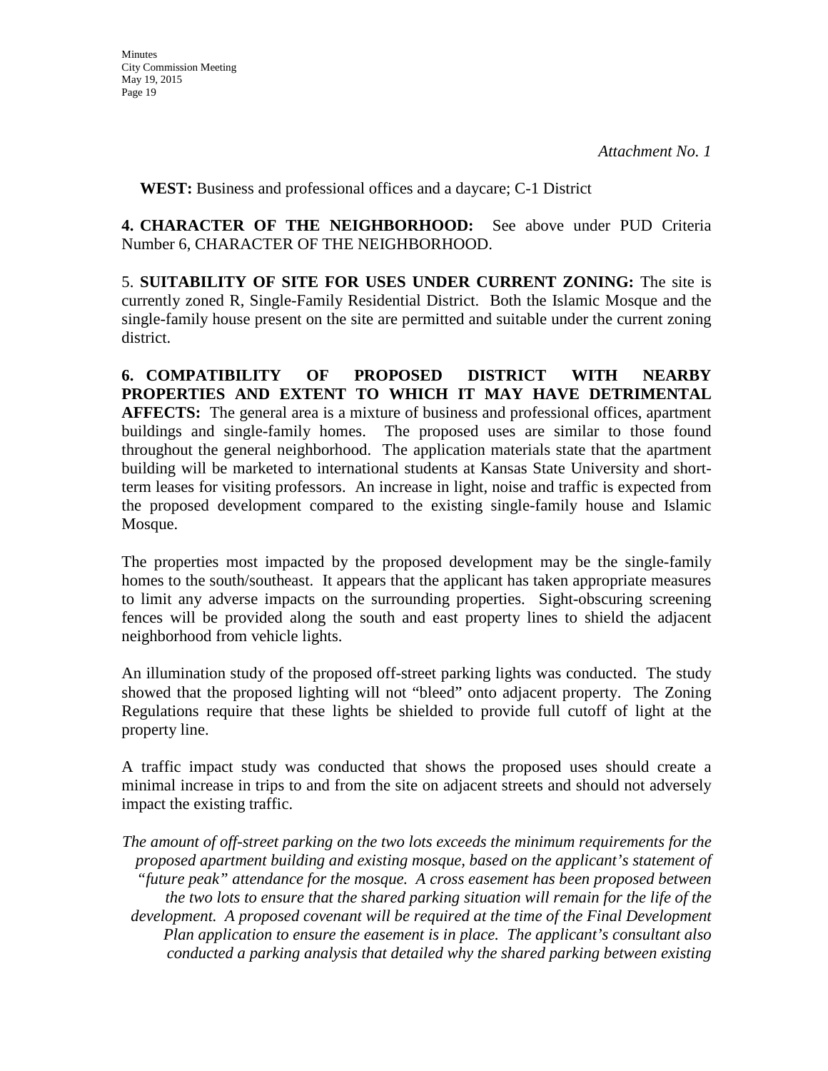*Attachment No. 1*

**WEST:** Business and professional offices and a daycare; C-1 District

**4. CHARACTER OF THE NEIGHBORHOOD:** See above under PUD Criteria Number 6, CHARACTER OF THE NEIGHBORHOOD.

5. **SUITABILITY OF SITE FOR USES UNDER CURRENT ZONING:** The site is currently zoned R, Single-Family Residential District. Both the Islamic Mosque and the single-family house present on the site are permitted and suitable under the current zoning district.

**6. COMPATIBILITY OF PROPOSED DISTRICT WITH NEARBY PROPERTIES AND EXTENT TO WHICH IT MAY HAVE DETRIMENTAL AFFECTS:** The general area is a mixture of business and professional offices, apartment buildings and single-family homes. The proposed uses are similar to those found throughout the general neighborhood. The application materials state that the apartment building will be marketed to international students at Kansas State University and short-term leases for visiting professors. An increase in light, noise and traffic is expected from the proposed development compared to the existing single-family house and Islamic Mosque.

The properties most impacted by the proposed development may be the single-family homes to the south/southeast. It appears that the applicant has taken appropriate measures to limit any adverse impacts on the surrounding properties. Sight-obscuring screening fences will be provided along the south and east property lines to shield the adjacent neighborhood from vehicle lights.

An illumination study of the proposed off-street parking lights was conducted. The study showed that the proposed lighting will not "bleed" onto adjacent property. The Zoning Regulations require that these lights be shielded to provide full cutoff of light at the property line.

A traffic impact study was conducted that shows the proposed uses should create a minimal increase in trips to and from the site on adjacent streets and should not adversely impact the existing traffic.

*The amount of off-street parking on the two lots exceeds the minimum requirements for the proposed apartment building and existing mosque, based on the applicant's statement of "future peak" attendance for the mosque. A cross easement has been proposed between the two lots to ensure that the shared parking situation will remain for the life of the development. A proposed covenant will be required at the time of the Final Development Plan application to ensure the easement is in place. The applicant's consultant also conducted a parking analysis that detailed why the shared parking between existing*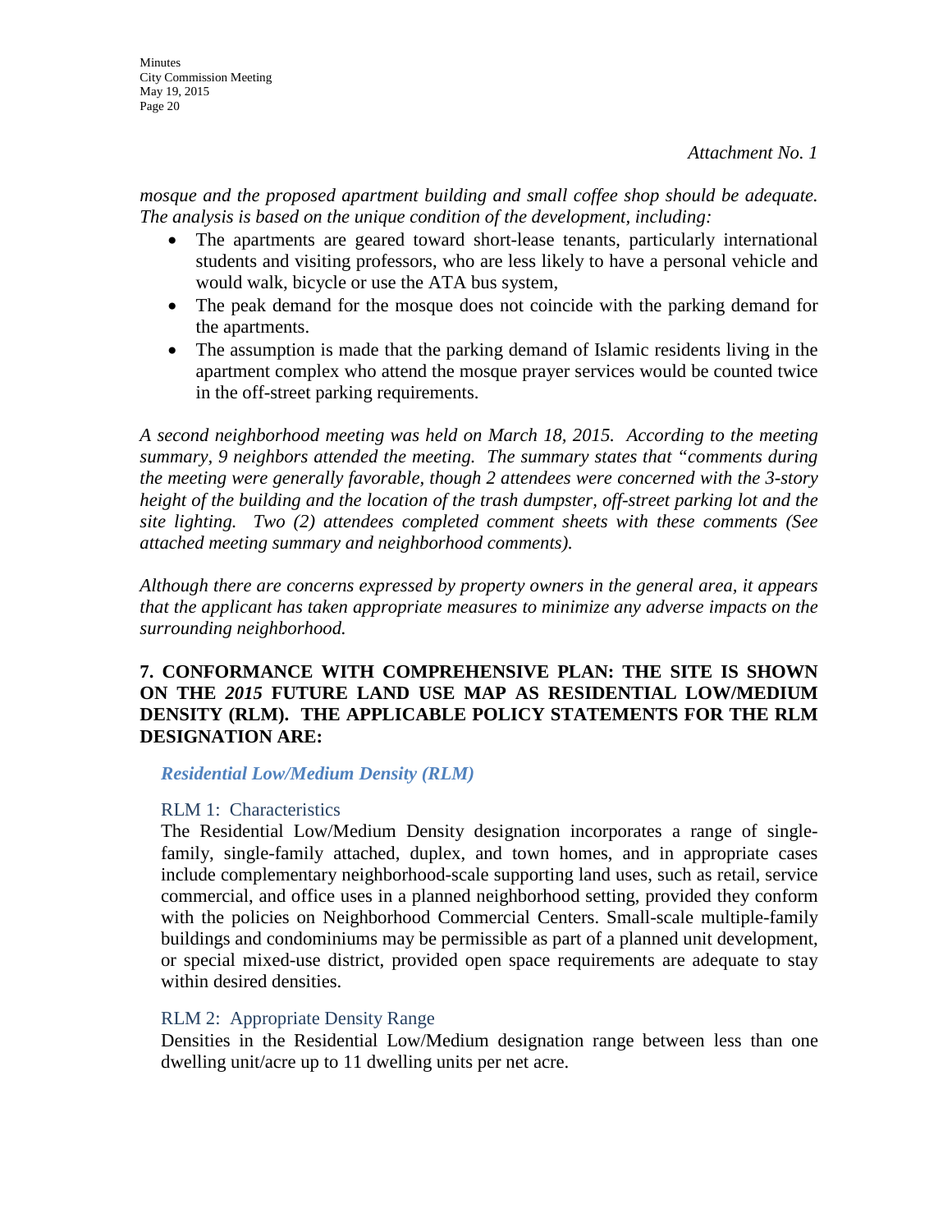*Attachment No. 1*

*mosque and the proposed apartment building and small coffee shop should be adequate. The analysis is based on the unique condition of the development, including:*

- The apartments are geared toward short-lease tenants, particularly international students and visiting professors, who are less likely to have a personal vehicle and would walk, bicycle or use the ATA bus system,
- The peak demand for the mosque does not coincide with the parking demand for the apartments.
- The assumption is made that the parking demand of Islamic residents living in the apartment complex who attend the mosque prayer services would be counted twice in the off-street parking requirements.

*A second neighborhood meeting was held on March 18, 2015. According to the meeting summary, 9 neighbors attended the meeting. The summary states that "comments during the meeting were generally favorable, though 2 attendees were concerned with the 3-story height of the building and the location of the trash dumpster, off-street parking lot and the site lighting. Two (2) attendees completed comment sheets with these comments (See attached meeting summary and neighborhood comments).*

*Although there are concerns expressed by property owners in the general area, it appears that the applicant has taken appropriate measures to minimize any adverse impacts on the surrounding neighborhood.*

**7. CONFORMANCE WITH COMPREHENSIVE PLAN: THE SITE IS SHOWN ON THE *2015* FUTURE LAND USE MAP AS RESIDENTIAL LOW/MEDIUM DENSITY (RLM). THE APPLICABLE POLICY STATEMENTS FOR THE RLM DESIGNATION ARE:**

***Residential Low/Medium Density (RLM)***

RLM 1: Characteristics

The Residential Low/Medium Density designation incorporates a range of single-family, single-family attached, duplex, and town homes, and in appropriate cases include complementary neighborhood-scale supporting land uses, such as retail, service commercial, and office uses in a planned neighborhood setting, provided they conform with the policies on Neighborhood Commercial Centers. Small-scale multiple-family buildings and condominiums may be permissible as part of a planned unit development, or special mixed-use district, provided open space requirements are adequate to stay within desired densities.

RLM 2: Appropriate Density Range

Densities in the Residential Low/Medium designation range between less than one dwelling unit/acre up to 11 dwelling units per net acre.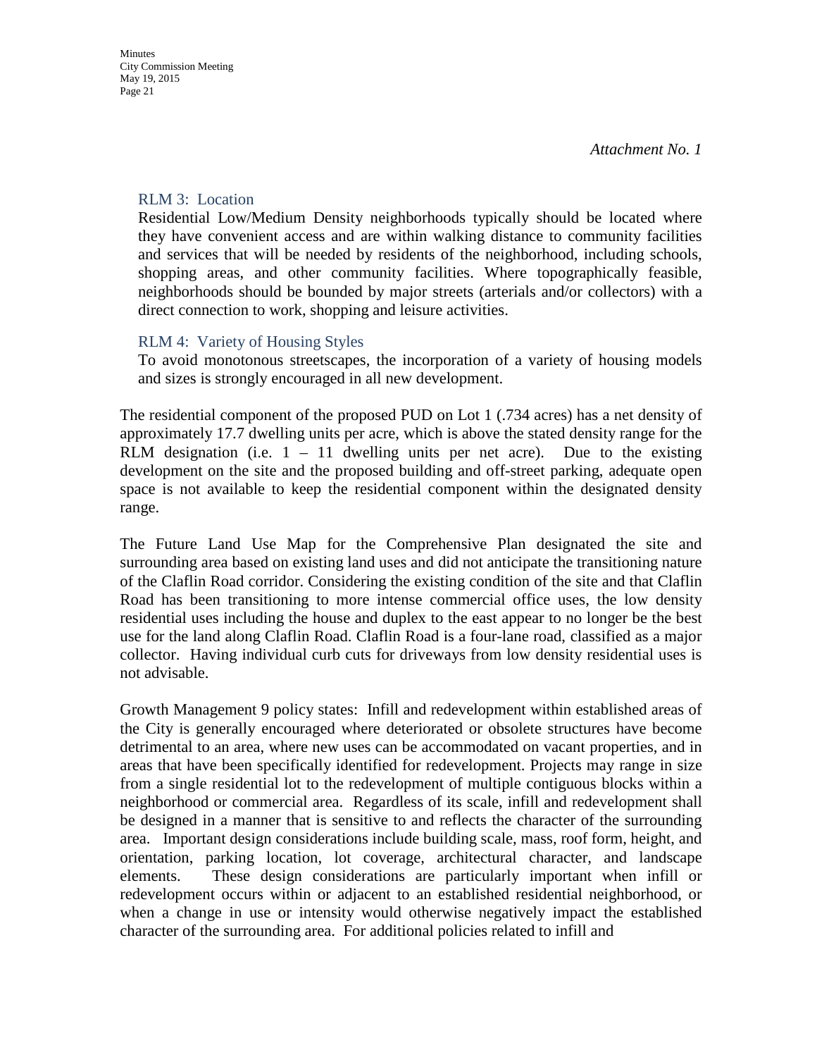*Attachment No. 1*

RLM 3: Location

Residential Low/Medium Density neighborhoods typically should be located where they have convenient access and are within walking distance to community facilities and services that will be needed by residents of the neighborhood, including schools, shopping areas, and other community facilities. Where topographically feasible, neighborhoods should be bounded by major streets (arterials and/or collectors) with a direct connection to work, shopping and leisure activities.

RLM 4: Variety of Housing Styles

To avoid monotonous streetscapes, the incorporation of a variety of housing models and sizes is strongly encouraged in all new development.

The residential component of the proposed PUD on Lot 1 (.734 acres) has a net density of approximately 17.7 dwelling units per acre, which is above the stated density range for the RLM designation (i.e. 1 – 11 dwelling units per net acre). Due to the existing development on the site and the proposed building and off-street parking, adequate open space is not available to keep the residential component within the designated density range.

The Future Land Use Map for the Comprehensive Plan designated the site and surrounding area based on existing land uses and did not anticipate the transitioning nature of the Claflin Road corridor. Considering the existing condition of the site and that Claflin Road has been transitioning to more intense commercial office uses, the low density residential uses including the house and duplex to the east appear to no longer be the best use for the land along Claflin Road. Claflin Road is a four-lane road, classified as a major collector. Having individual curb cuts for driveways from low density residential uses is not advisable.

Growth Management 9 policy states: Infill and redevelopment within established areas of the City is generally encouraged where deteriorated or obsolete structures have become detrimental to an area, where new uses can be accommodated on vacant properties, and in areas that have been specifically identified for redevelopment. Projects may range in size from a single residential lot to the redevelopment of multiple contiguous blocks within a neighborhood or commercial area. Regardless of its scale, infill and redevelopment shall be designed in a manner that is sensitive to and reflects the character of the surrounding area. Important design considerations include building scale, mass, roof form, height, and orientation, parking location, lot coverage, architectural character, and landscape elements. These design considerations are particularly important when infill or redevelopment occurs within or adjacent to an established residential neighborhood, or when a change in use or intensity would otherwise negatively impact the established character of the surrounding area. For additional policies related to infill and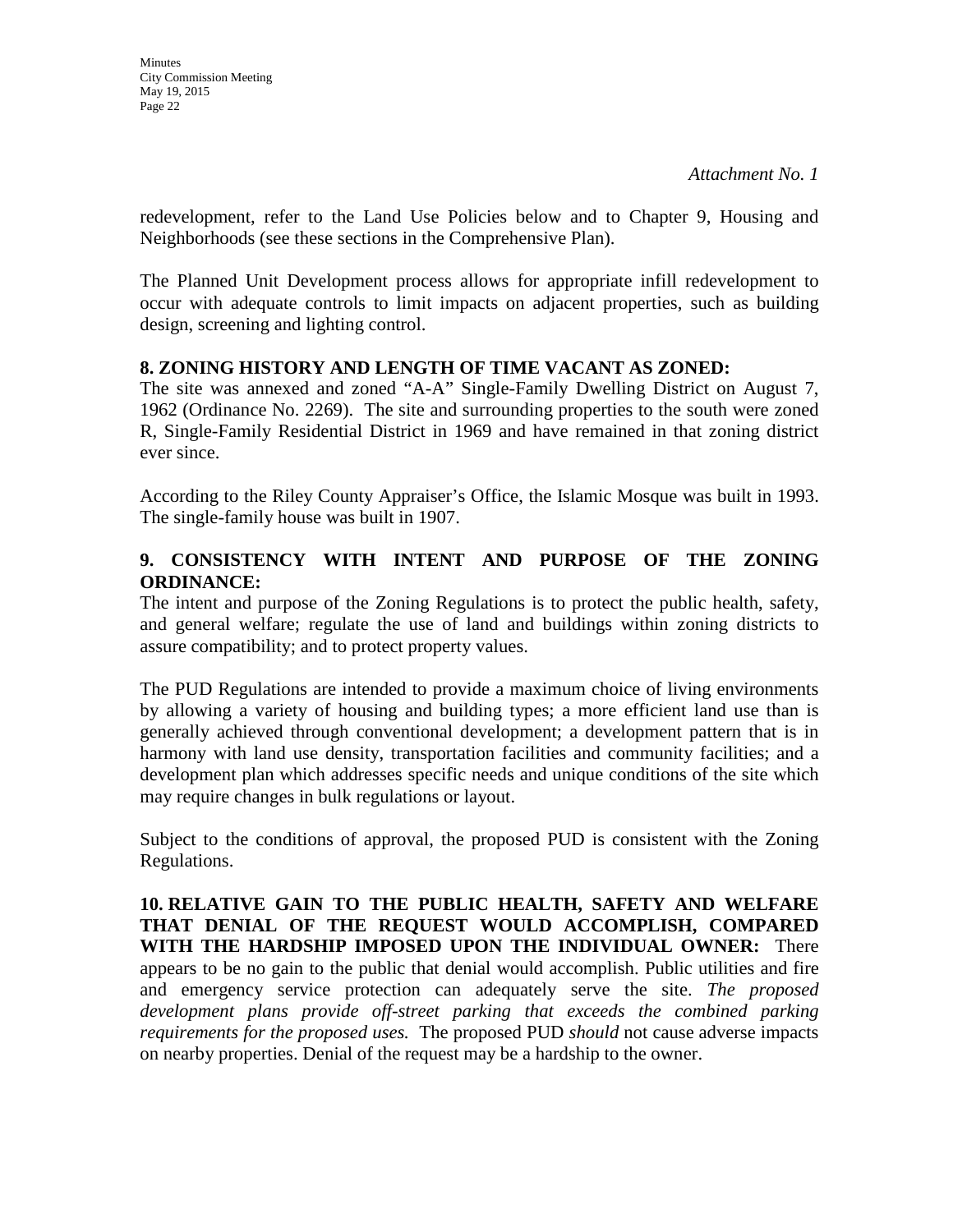*Attachment No. 1*

redevelopment, refer to the Land Use Policies below and to Chapter 9, Housing and Neighborhoods (see these sections in the Comprehensive Plan).

The Planned Unit Development process allows for appropriate infill redevelopment to occur with adequate controls to limit impacts on adjacent properties, such as building design, screening and lighting control.

**8. ZONING HISTORY AND LENGTH OF TIME VACANT AS ZONED:**
The site was annexed and zoned "A-A" Single-Family Dwelling District on August 7, 1962 (Ordinance No. 2269). The site and surrounding properties to the south were zoned R, Single-Family Residential District in 1969 and have remained in that zoning district ever since.

According to the Riley County Appraiser's Office, the Islamic Mosque was built in 1993. The single-family house was built in 1907.

**9. CONSISTENCY WITH INTENT AND PURPOSE OF THE ZONING ORDINANCE:**
The intent and purpose of the Zoning Regulations is to protect the public health, safety, and general welfare; regulate the use of land and buildings within zoning districts to assure compatibility; and to protect property values.

The PUD Regulations are intended to provide a maximum choice of living environments by allowing a variety of housing and building types; a more efficient land use than is generally achieved through conventional development; a development pattern that is in harmony with land use density, transportation facilities and community facilities; and a development plan which addresses specific needs and unique conditions of the site which may require changes in bulk regulations or layout.

Subject to the conditions of approval, the proposed PUD is consistent with the Zoning Regulations.

**10. RELATIVE GAIN TO THE PUBLIC HEALTH, SAFETY AND WELFARE THAT DENIAL OF THE REQUEST WOULD ACCOMPLISH, COMPARED WITH THE HARDSHIP IMPOSED UPON THE INDIVIDUAL OWNER:** There appears to be no gain to the public that denial would accomplish. Public utilities and fire and emergency service protection can adequately serve the site. *The proposed development plans provide off-street parking that exceeds the combined parking requirements for the proposed uses.* The proposed PUD *should* not cause adverse impacts on nearby properties. Denial of the request may be a hardship to the owner.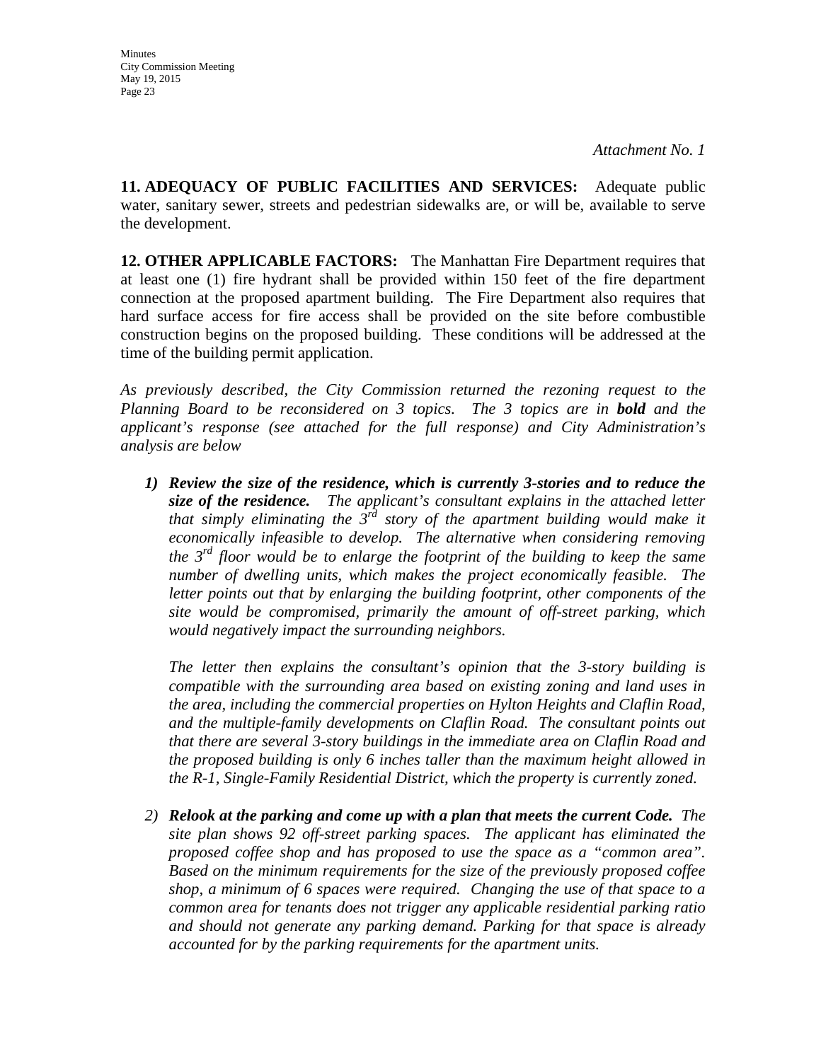*Attachment No. 1*

**11. ADEQUACY OF PUBLIC FACILITIES AND SERVICES:** Adequate public water, sanitary sewer, streets and pedestrian sidewalks are, or will be, available to serve the development.

**12. OTHER APPLICABLE FACTORS:** The Manhattan Fire Department requires that at least one (1) fire hydrant shall be provided within 150 feet of the fire department connection at the proposed apartment building. The Fire Department also requires that hard surface access for fire access shall be provided on the site before combustible construction begins on the proposed building. These conditions will be addressed at the time of the building permit application.

*As previously described, the City Commission returned the rezoning request to the Planning Board to be reconsidered on 3 topics. The 3 topics are in **bold** and the applicant's response (see attached for the full response) and City Administration's analysis are below*

1) ***Review the size of the residence, which is currently 3-stories and to reduce the size of the residence.*** *The applicant's consultant explains in the attached letter that simply eliminating the 3rd story of the apartment building would make it economically infeasible to develop. The alternative when considering removing the 3rd floor would be to enlarge the footprint of the building to keep the same number of dwelling units, which makes the project economically feasible. The letter points out that by enlarging the building footprint, other components of the site would be compromised, primarily the amount of off-street parking, which would negatively impact the surrounding neighbors.*

   *The letter then explains the consultant's opinion that the 3-story building is compatible with the surrounding area based on existing zoning and land uses in the area, including the commercial properties on Hylton Heights and Claflin Road, and the multiple-family developments on Claflin Road. The consultant points out that there are several 3-story buildings in the immediate area on Claflin Road and the proposed building is only 6 inches taller than the maximum height allowed in the R-1, Single-Family Residential District, which the property is currently zoned.*

2) ***Relook at the parking and come up with a plan that meets the current Code.*** *The site plan shows 92 off-street parking spaces. The applicant has eliminated the proposed coffee shop and has proposed to use the space as a "common area". Based on the minimum requirements for the size of the previously proposed coffee shop, a minimum of 6 spaces were required. Changing the use of that space to a common area for tenants does not trigger any applicable residential parking ratio and should not generate any parking demand. Parking for that space is already accounted for by the parking requirements for the apartment units.*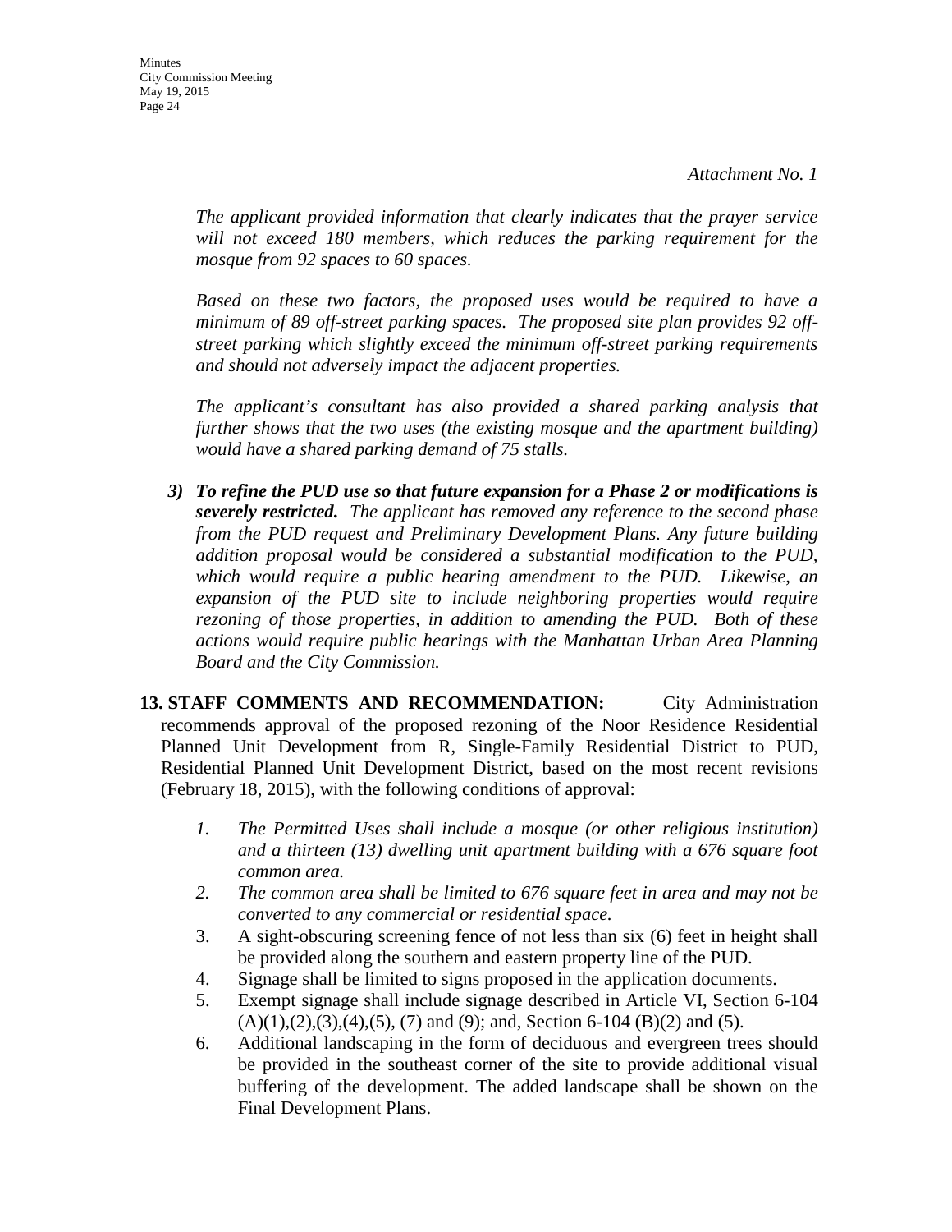*Attachment No. 1*

*The applicant provided information that clearly indicates that the prayer service will not exceed 180 members, which reduces the parking requirement for the mosque from 92 spaces to 60 spaces.*

*Based on these two factors, the proposed uses would be required to have a minimum of 89 off-street parking spaces. The proposed site plan provides 92 off-street parking which slightly exceed the minimum off-street parking requirements and should not adversely impact the adjacent properties.*

*The applicant's consultant has also provided a shared parking analysis that further shows that the two uses (the existing mosque and the apartment building) would have a shared parking demand of 75 stalls.*

3) ***To refine the PUD use so that future expansion for a Phase 2 or modifications is severely restricted.*** *The applicant has removed any reference to the second phase from the PUD request and Preliminary Development Plans. Any future building addition proposal would be considered a substantial modification to the PUD, which would require a public hearing amendment to the PUD. Likewise, an expansion of the PUD site to include neighboring properties would require rezoning of those properties, in addition to amending the PUD. Both of these actions would require public hearings with the Manhattan Urban Area Planning Board and the City Commission.*

**13. STAFF COMMENTS AND RECOMMENDATION:** City Administration recommends approval of the proposed rezoning of the Noor Residence Residential Planned Unit Development from R, Single-Family Residential District to PUD, Residential Planned Unit Development District, based on the most recent revisions (February 18, 2015), with the following conditions of approval:

1. *The Permitted Uses shall include a mosque (or other religious institution) and a thirteen (13) dwelling unit apartment building with a 676 square foot common area.*
2. *The common area shall be limited to 676 square feet in area and may not be converted to any commercial or residential space.*
3. A sight-obscuring screening fence of not less than six (6) feet in height shall be provided along the southern and eastern property line of the PUD.
4. Signage shall be limited to signs proposed in the application documents.
5. Exempt signage shall include signage described in Article VI, Section 6-104 (A)(1),(2),(3),(4),(5), (7) and (9); and, Section 6-104 (B)(2) and (5).
6. Additional landscaping in the form of deciduous and evergreen trees should be provided in the southeast corner of the site to provide additional visual buffering of the development. The added landscape shall be shown on the Final Development Plans.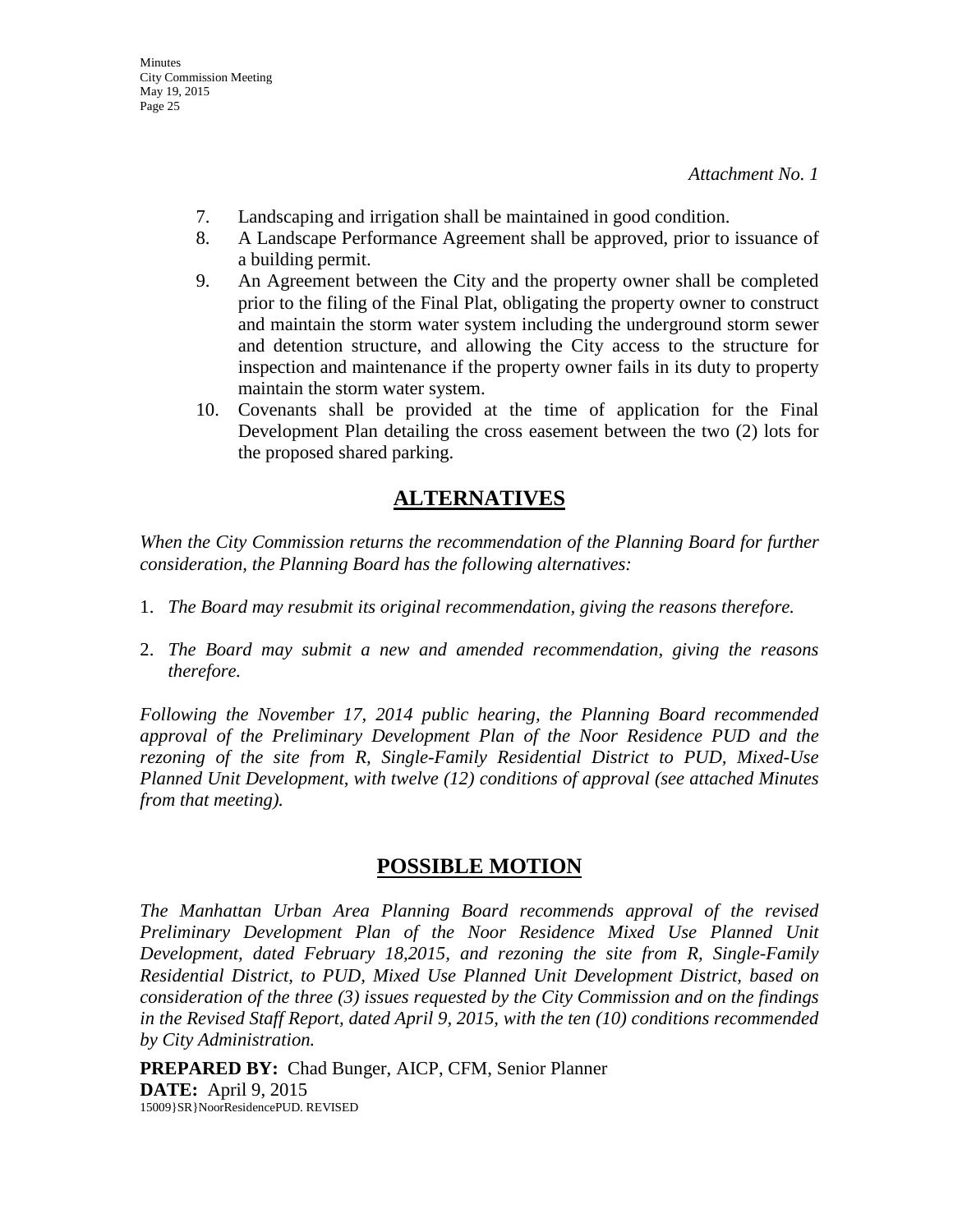*Attachment No. 1*

7. Landscaping and irrigation shall be maintained in good condition.
8. A Landscape Performance Agreement shall be approved, prior to issuance of a building permit.
9. An Agreement between the City and the property owner shall be completed prior to the filing of the Final Plat, obligating the property owner to construct and maintain the storm water system including the underground storm sewer and detention structure, and allowing the City access to the structure for inspection and maintenance if the property owner fails in its duty to property maintain the storm water system.
10. Covenants shall be provided at the time of application for the Final Development Plan detailing the cross easement between the two (2) lots for the proposed shared parking.

## ALTERNATIVES

*When the City Commission returns the recommendation of the Planning Board for further consideration, the Planning Board has the following alternatives:*

1. *The Board may resubmit its original recommendation, giving the reasons therefore.*

2. *The Board may submit a new and amended recommendation, giving the reasons therefore.*

*Following the November 17, 2014 public hearing, the Planning Board recommended approval of the Preliminary Development Plan of the Noor Residence PUD and the rezoning of the site from R, Single-Family Residential District to PUD, Mixed-Use Planned Unit Development, with twelve (12) conditions of approval (see attached Minutes from that meeting).*

## POSSIBLE MOTION

*The Manhattan Urban Area Planning Board recommends approval of the revised Preliminary Development Plan of the Noor Residence Mixed Use Planned Unit Development, dated February 18,2015, and rezoning the site from R, Single-Family Residential District, to PUD, Mixed Use Planned Unit Development District, based on consideration of the three (3) issues requested by the City Commission and on the findings in the Revised Staff Report, dated April 9, 2015, with the ten (10) conditions recommended by City Administration.*

**PREPARED BY:** Chad Bunger, AICP, CFM, Senior Planner
**DATE:** April 9, 2015
15009}SR}NoorResidencePUD. REVISED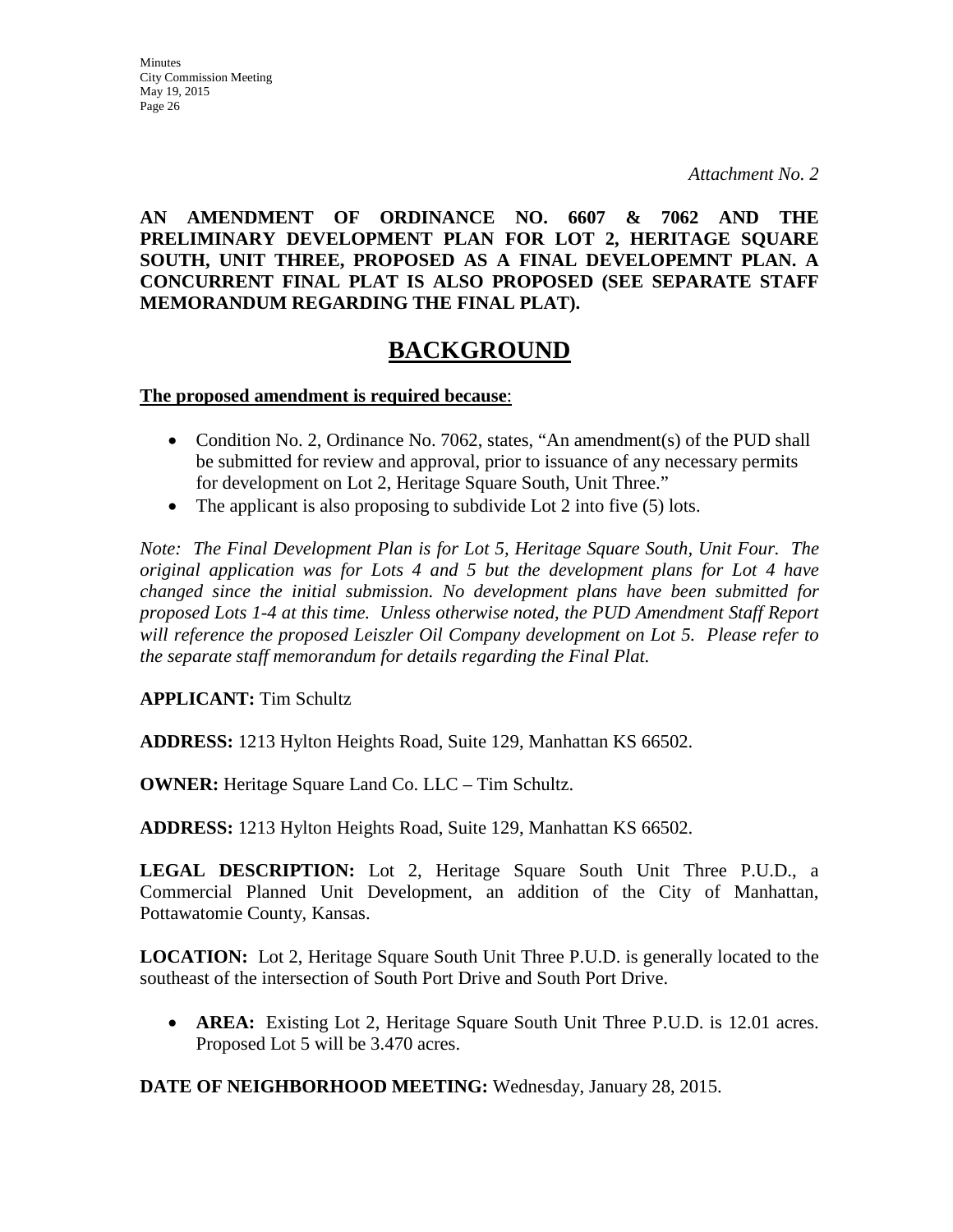*Attachment No. 2*

**AN AMENDMENT OF ORDINANCE NO. 6607 & 7062 AND THE PRELIMINARY DEVELOPMENT PLAN FOR LOT 2, HERITAGE SQUARE SOUTH, UNIT THREE, PROPOSED AS A FINAL DEVELOPEMNT PLAN. A CONCURRENT FINAL PLAT IS ALSO PROPOSED (SEE SEPARATE STAFF MEMORANDUM REGARDING THE FINAL PLAT).**

# BACKGROUND

**The proposed amendment is required because**:

- Condition No. 2, Ordinance No. 7062, states, "An amendment(s) of the PUD shall be submitted for review and approval, prior to issuance of any necessary permits for development on Lot 2, Heritage Square South, Unit Three."
- The applicant is also proposing to subdivide Lot 2 into five (5) lots.

*Note: The Final Development Plan is for Lot 5, Heritage Square South, Unit Four. The original application was for Lots 4 and 5 but the development plans for Lot 4 have changed since the initial submission. No development plans have been submitted for proposed Lots 1-4 at this time. Unless otherwise noted, the PUD Amendment Staff Report will reference the proposed Leiszler Oil Company development on Lot 5. Please refer to the separate staff memorandum for details regarding the Final Plat.*

**APPLICANT:** Tim Schultz

**ADDRESS:** 1213 Hylton Heights Road, Suite 129, Manhattan KS 66502.

**OWNER:** Heritage Square Land Co. LLC – Tim Schultz.

**ADDRESS:** 1213 Hylton Heights Road, Suite 129, Manhattan KS 66502.

**LEGAL DESCRIPTION:** Lot 2, Heritage Square South Unit Three P.U.D., a Commercial Planned Unit Development, an addition of the City of Manhattan, Pottawatomie County, Kansas.

**LOCATION:** Lot 2, Heritage Square South Unit Three P.U.D. is generally located to the southeast of the intersection of South Port Drive and South Port Drive.

- **AREA:** Existing Lot 2, Heritage Square South Unit Three P.U.D. is 12.01 acres. Proposed Lot 5 will be 3.470 acres.

**DATE OF NEIGHBORHOOD MEETING:** Wednesday, January 28, 2015.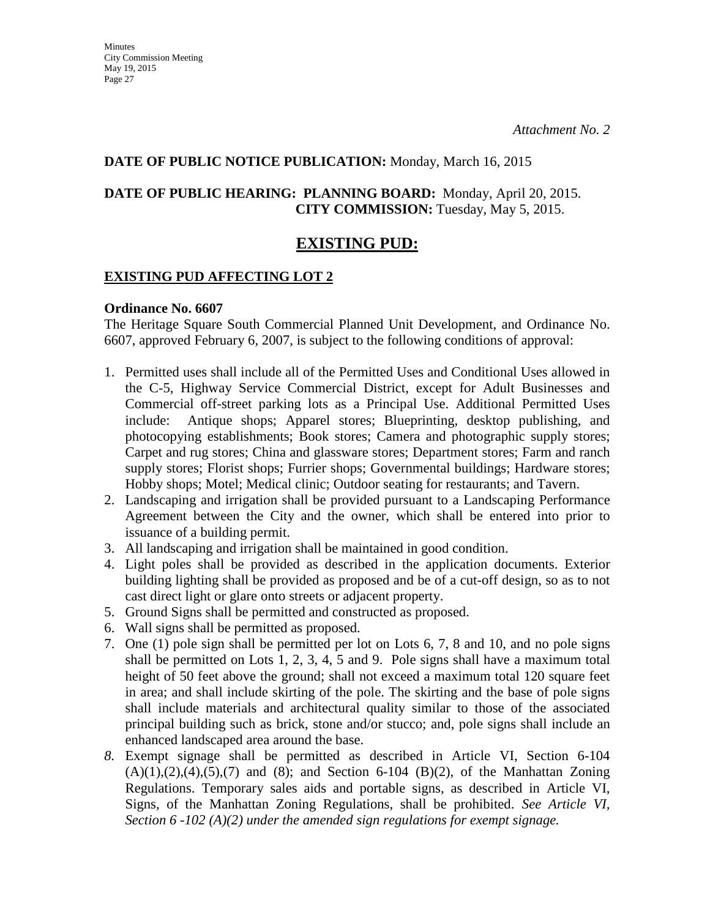*Attachment No. 2*

**DATE OF PUBLIC NOTICE PUBLICATION:** Monday, March 16, 2015

**DATE OF PUBLIC HEARING: PLANNING BOARD:** Monday, April 20, 2015.
**CITY COMMISSION:** Tuesday, May 5, 2015.

## EXISTING PUD:

### EXISTING PUD AFFECTING LOT 2

**Ordinance No. 6607**

The Heritage Square South Commercial Planned Unit Development, and Ordinance No. 6607, approved February 6, 2007, is subject to the following conditions of approval:

1. Permitted uses shall include all of the Permitted Uses and Conditional Uses allowed in the C-5, Highway Service Commercial District, except for Adult Businesses and Commercial off-street parking lots as a Principal Use. Additional Permitted Uses include: Antique shops; Apparel stores; Blueprinting, desktop publishing, and photocopying establishments; Book stores; Camera and photographic supply stores; Carpet and rug stores; China and glassware stores; Department stores; Farm and ranch supply stores; Florist shops; Furrier shops; Governmental buildings; Hardware stores; Hobby shops; Motel; Medical clinic; Outdoor seating for restaurants; and Tavern.
2. Landscaping and irrigation shall be provided pursuant to a Landscaping Performance Agreement between the City and the owner, which shall be entered into prior to issuance of a building permit.
3. All landscaping and irrigation shall be maintained in good condition.
4. Light poles shall be provided as described in the application documents. Exterior building lighting shall be provided as proposed and be of a cut-off design, so as to not cast direct light or glare onto streets or adjacent property.
5. Ground Signs shall be permitted and constructed as proposed.
6. Wall signs shall be permitted as proposed.
7. One (1) pole sign shall be permitted per lot on Lots 6, 7, 8 and 10, and no pole signs shall be permitted on Lots 1, 2, 3, 4, 5 and 9. Pole signs shall have a maximum total height of 50 feet above the ground; shall not exceed a maximum total 120 square feet in area; and shall include skirting of the pole. The skirting and the base of pole signs shall include materials and architectural quality similar to those of the associated principal building such as brick, stone and/or stucco; and, pole signs shall include an enhanced landscaped area around the base.
8. Exempt signage shall be permitted as described in Article VI, Section 6-104 (A)(1),(2),(4),(5),(7) and (8); and Section 6-104 (B)(2), of the Manhattan Zoning Regulations. Temporary sales aids and portable signs, as described in Article VI, Signs, of the Manhattan Zoning Regulations, shall be prohibited. *See Article VI, Section 6 -102 (A)(2) under the amended sign regulations for exempt signage.*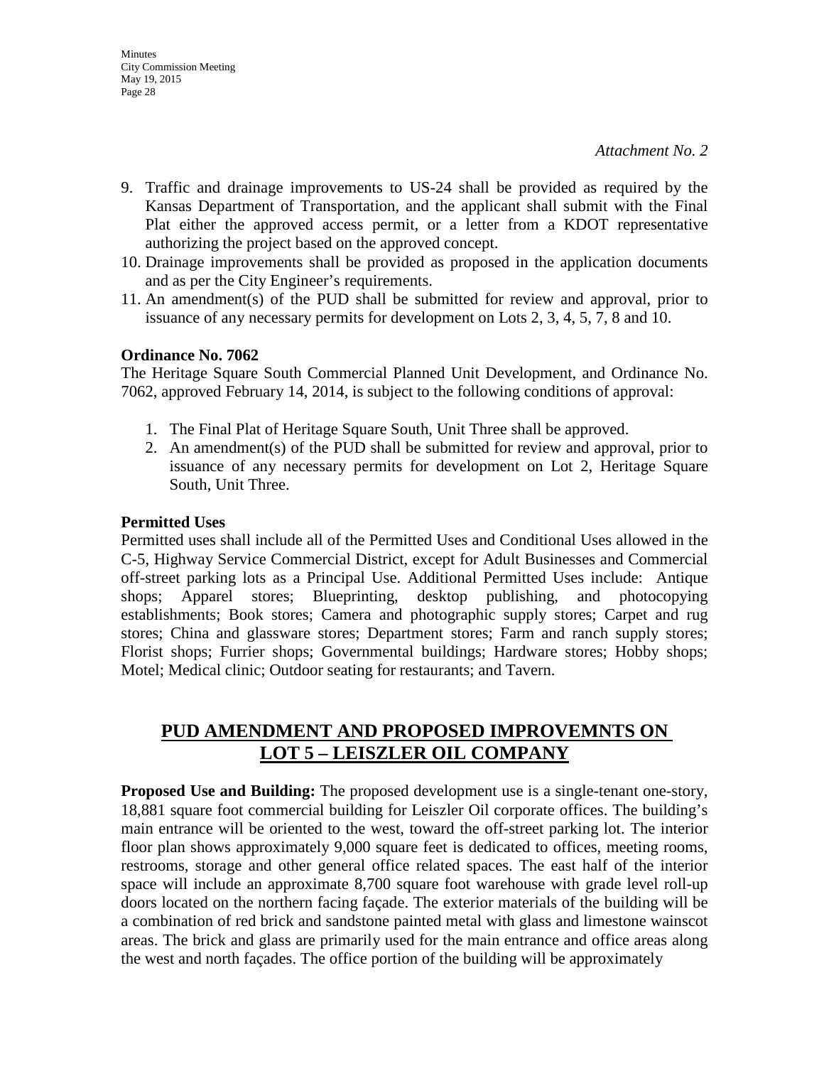*Attachment No. 2*

9. Traffic and drainage improvements to US-24 shall be provided as required by the Kansas Department of Transportation, and the applicant shall submit with the Final Plat either the approved access permit, or a letter from a KDOT representative authorizing the project based on the approved concept.
10. Drainage improvements shall be provided as proposed in the application documents and as per the City Engineer's requirements.
11. An amendment(s) of the PUD shall be submitted for review and approval, prior to issuance of any necessary permits for development on Lots 2, 3, 4, 5, 7, 8 and 10.

**Ordinance No. 7062**

The Heritage Square South Commercial Planned Unit Development, and Ordinance No. 7062, approved February 14, 2014, is subject to the following conditions of approval:

1. The Final Plat of Heritage Square South, Unit Three shall be approved.
2. An amendment(s) of the PUD shall be submitted for review and approval, prior to issuance of any necessary permits for development on Lot 2, Heritage Square South, Unit Three.

**Permitted Uses**

Permitted uses shall include all of the Permitted Uses and Conditional Uses allowed in the C-5, Highway Service Commercial District, except for Adult Businesses and Commercial off-street parking lots as a Principal Use. Additional Permitted Uses include: Antique shops; Apparel stores; Blueprinting, desktop publishing, and photocopying establishments; Book stores; Camera and photographic supply stores; Carpet and rug stores; China and glassware stores; Department stores; Farm and ranch supply stores; Florist shops; Furrier shops; Governmental buildings; Hardware stores; Hobby shops; Motel; Medical clinic; Outdoor seating for restaurants; and Tavern.

## PUD AMENDMENT AND PROPOSED IMPROVEMNTS ON LOT 5 – LEISZLER OIL COMPANY

**Proposed Use and Building:** The proposed development use is a single-tenant one-story, 18,881 square foot commercial building for Leiszler Oil corporate offices. The building's main entrance will be oriented to the west, toward the off-street parking lot. The interior floor plan shows approximately 9,000 square feet is dedicated to offices, meeting rooms, restrooms, storage and other general office related spaces. The east half of the interior space will include an approximate 8,700 square foot warehouse with grade level roll-up doors located on the northern facing façade. The exterior materials of the building will be a combination of red brick and sandstone painted metal with glass and limestone wainscot areas. The brick and glass are primarily used for the main entrance and office areas along the west and north façades. The office portion of the building will be approximately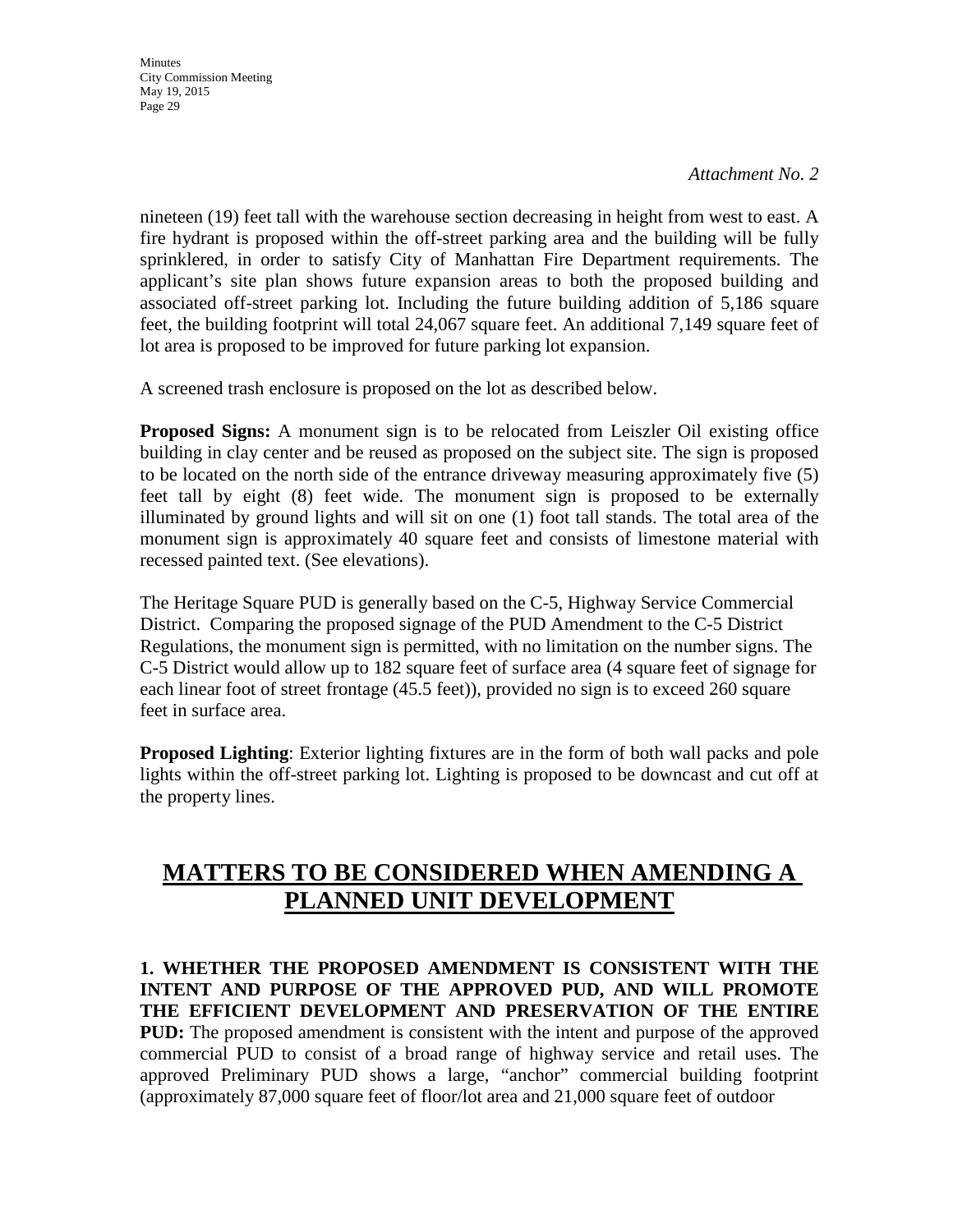*Attachment No. 2*

nineteen (19) feet tall with the warehouse section decreasing in height from west to east. A fire hydrant is proposed within the off-street parking area and the building will be fully sprinklered, in order to satisfy City of Manhattan Fire Department requirements. The applicant's site plan shows future expansion areas to both the proposed building and associated off-street parking lot. Including the future building addition of 5,186 square feet, the building footprint will total 24,067 square feet. An additional 7,149 square feet of lot area is proposed to be improved for future parking lot expansion.

A screened trash enclosure is proposed on the lot as described below.

**Proposed Signs:** A monument sign is to be relocated from Leiszler Oil existing office building in clay center and be reused as proposed on the subject site. The sign is proposed to be located on the north side of the entrance driveway measuring approximately five (5) feet tall by eight (8) feet wide. The monument sign is proposed to be externally illuminated by ground lights and will sit on one (1) foot tall stands. The total area of the monument sign is approximately 40 square feet and consists of limestone material with recessed painted text. (See elevations).

The Heritage Square PUD is generally based on the C-5, Highway Service Commercial District. Comparing the proposed signage of the PUD Amendment to the C-5 District Regulations, the monument sign is permitted, with no limitation on the number signs. The C-5 District would allow up to 182 square feet of surface area (4 square feet of signage for each linear foot of street frontage (45.5 feet)), provided no sign is to exceed 260 square feet in surface area.

**Proposed Lighting**: Exterior lighting fixtures are in the form of both wall packs and pole lights within the off-street parking lot. Lighting is proposed to be downcast and cut off at the property lines.

## MATTERS TO BE CONSIDERED WHEN AMENDING A PLANNED UNIT DEVELOPMENT

**1. WHETHER THE PROPOSED AMENDMENT IS CONSISTENT WITH THE INTENT AND PURPOSE OF THE APPROVED PUD, AND WILL PROMOTE THE EFFICIENT DEVELOPMENT AND PRESERVATION OF THE ENTIRE PUD:** The proposed amendment is consistent with the intent and purpose of the approved commercial PUD to consist of a broad range of highway service and retail uses. The approved Preliminary PUD shows a large, "anchor" commercial building footprint (approximately 87,000 square feet of floor/lot area and 21,000 square feet of outdoor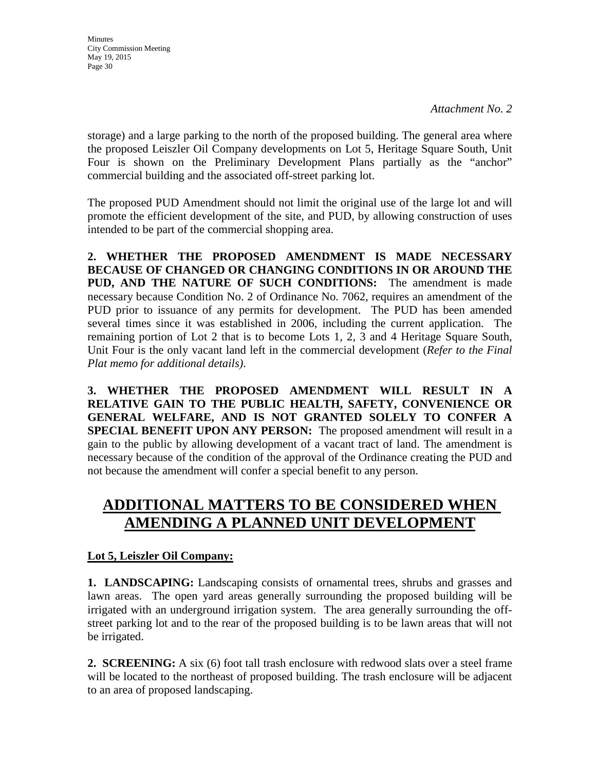*Attachment No. 2*

storage) and a large parking to the north of the proposed building. The general area where the proposed Leiszler Oil Company developments on Lot 5, Heritage Square South, Unit Four is shown on the Preliminary Development Plans partially as the "anchor" commercial building and the associated off-street parking lot.

The proposed PUD Amendment should not limit the original use of the large lot and will promote the efficient development of the site, and PUD, by allowing construction of uses intended to be part of the commercial shopping area.

**2. WHETHER THE PROPOSED AMENDMENT IS MADE NECESSARY BECAUSE OF CHANGED OR CHANGING CONDITIONS IN OR AROUND THE PUD, AND THE NATURE OF SUCH CONDITIONS:** The amendment is made necessary because Condition No. 2 of Ordinance No. 7062, requires an amendment of the PUD prior to issuance of any permits for development. The PUD has been amended several times since it was established in 2006, including the current application. The remaining portion of Lot 2 that is to become Lots 1, 2, 3 and 4 Heritage Square South, Unit Four is the only vacant land left in the commercial development (*Refer to the Final Plat memo for additional details).*

**3. WHETHER THE PROPOSED AMENDMENT WILL RESULT IN A RELATIVE GAIN TO THE PUBLIC HEALTH, SAFETY, CONVENIENCE OR GENERAL WELFARE, AND IS NOT GRANTED SOLELY TO CONFER A SPECIAL BENEFIT UPON ANY PERSON:** The proposed amendment will result in a gain to the public by allowing development of a vacant tract of land. The amendment is necessary because of the condition of the approval of the Ordinance creating the PUD and not because the amendment will confer a special benefit to any person.

## ADDITIONAL MATTERS TO BE CONSIDERED WHEN AMENDING A PLANNED UNIT DEVELOPMENT

**Lot 5, Leiszler Oil Company:**

**1. LANDSCAPING:** Landscaping consists of ornamental trees, shrubs and grasses and lawn areas. The open yard areas generally surrounding the proposed building will be irrigated with an underground irrigation system. The area generally surrounding the off-street parking lot and to the rear of the proposed building is to be lawn areas that will not be irrigated.

**2. SCREENING:** A six (6) foot tall trash enclosure with redwood slats over a steel frame will be located to the northeast of proposed building. The trash enclosure will be adjacent to an area of proposed landscaping.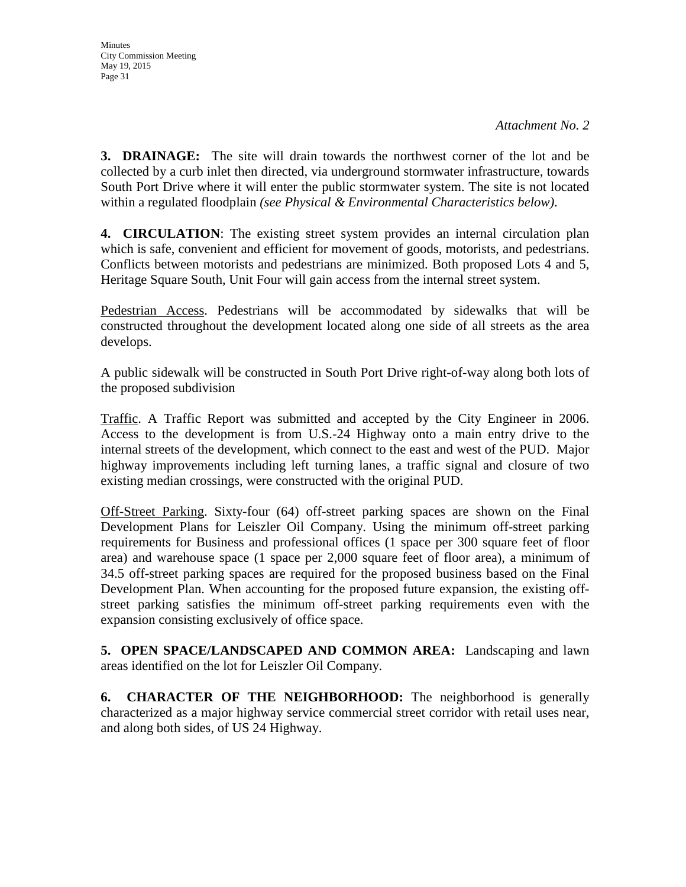*Attachment No. 2*

**3. DRAINAGE:** The site will drain towards the northwest corner of the lot and be collected by a curb inlet then directed, via underground stormwater infrastructure, towards South Port Drive where it will enter the public stormwater system. The site is not located within a regulated floodplain *(see Physical & Environmental Characteristics below)*.

**4. CIRCULATION**: The existing street system provides an internal circulation plan which is safe, convenient and efficient for movement of goods, motorists, and pedestrians. Conflicts between motorists and pedestrians are minimized. Both proposed Lots 4 and 5, Heritage Square South, Unit Four will gain access from the internal street system.

<u>Pedestrian Access</u>. Pedestrians will be accommodated by sidewalks that will be constructed throughout the development located along one side of all streets as the area develops.

A public sidewalk will be constructed in South Port Drive right-of-way along both lots of the proposed subdivision

<u>Traffic</u>. A Traffic Report was submitted and accepted by the City Engineer in 2006. Access to the development is from U.S.-24 Highway onto a main entry drive to the internal streets of the development, which connect to the east and west of the PUD. Major highway improvements including left turning lanes, a traffic signal and closure of two existing median crossings, were constructed with the original PUD.

<u>Off-Street Parking</u>. Sixty-four (64) off-street parking spaces are shown on the Final Development Plans for Leiszler Oil Company. Using the minimum off-street parking requirements for Business and professional offices (1 space per 300 square feet of floor area) and warehouse space (1 space per 2,000 square feet of floor area), a minimum of 34.5 off-street parking spaces are required for the proposed business based on the Final Development Plan. When accounting for the proposed future expansion, the existing off-street parking satisfies the minimum off-street parking requirements even with the expansion consisting exclusively of office space.

**5. OPEN SPACE/LANDSCAPED AND COMMON AREA:** Landscaping and lawn areas identified on the lot for Leiszler Oil Company.

**6. CHARACTER OF THE NEIGHBORHOOD:** The neighborhood is generally characterized as a major highway service commercial street corridor with retail uses near, and along both sides, of US 24 Highway.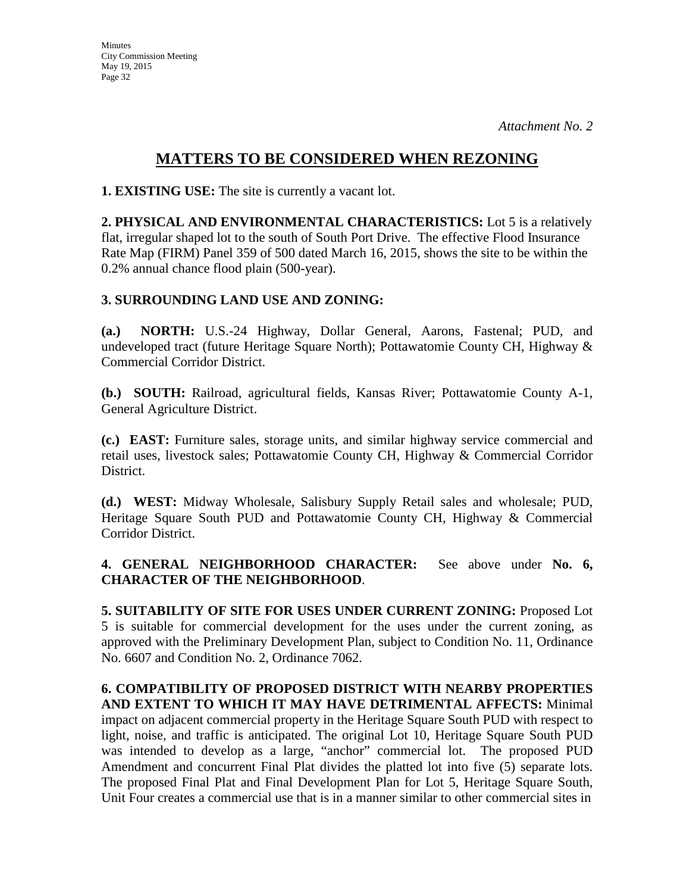*Attachment No. 2*

# MATTERS TO BE CONSIDERED WHEN REZONING

**1. EXISTING USE:** The site is currently a vacant lot.

**2. PHYSICAL AND ENVIRONMENTAL CHARACTERISTICS:** Lot 5 is a relatively flat, irregular shaped lot to the south of South Port Drive. The effective Flood Insurance Rate Map (FIRM) Panel 359 of 500 dated March 16, 2015, shows the site to be within the 0.2% annual chance flood plain (500-year).

**3. SURROUNDING LAND USE AND ZONING:**

**(a.) NORTH:** U.S.-24 Highway, Dollar General, Aarons, Fastenal; PUD, and undeveloped tract (future Heritage Square North); Pottawatomie County CH, Highway & Commercial Corridor District.

**(b.) SOUTH:** Railroad, agricultural fields, Kansas River; Pottawatomie County A-1, General Agriculture District.

**(c.) EAST:** Furniture sales, storage units, and similar highway service commercial and retail uses, livestock sales; Pottawatomie County CH, Highway & Commercial Corridor District.

**(d.) WEST:** Midway Wholesale, Salisbury Supply Retail sales and wholesale; PUD, Heritage Square South PUD and Pottawatomie County CH, Highway & Commercial Corridor District.

**4. GENERAL NEIGHBORHOOD CHARACTER:** See above under **No. 6, CHARACTER OF THE NEIGHBORHOOD**.

**5. SUITABILITY OF SITE FOR USES UNDER CURRENT ZONING:** Proposed Lot 5 is suitable for commercial development for the uses under the current zoning, as approved with the Preliminary Development Plan, subject to Condition No. 11, Ordinance No. 6607 and Condition No. 2, Ordinance 7062.

**6. COMPATIBILITY OF PROPOSED DISTRICT WITH NEARBY PROPERTIES AND EXTENT TO WHICH IT MAY HAVE DETRIMENTAL AFFECTS:** Minimal impact on adjacent commercial property in the Heritage Square South PUD with respect to light, noise, and traffic is anticipated. The original Lot 10, Heritage Square South PUD was intended to develop as a large, "anchor" commercial lot. The proposed PUD Amendment and concurrent Final Plat divides the platted lot into five (5) separate lots. The proposed Final Plat and Final Development Plan for Lot 5, Heritage Square South, Unit Four creates a commercial use that is in a manner similar to other commercial sites in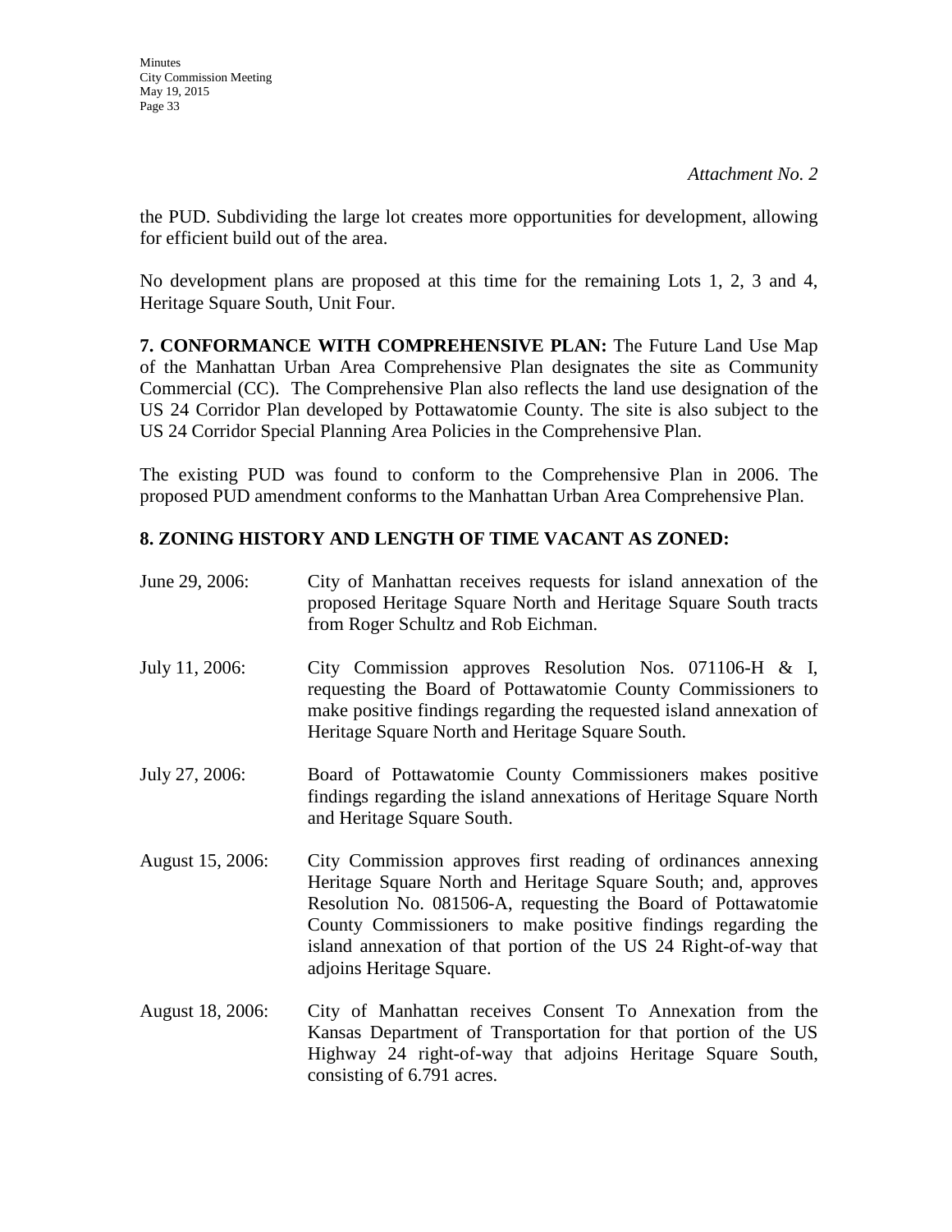*Attachment No. 2*

the PUD. Subdividing the large lot creates more opportunities for development, allowing for efficient build out of the area.

No development plans are proposed at this time for the remaining Lots 1, 2, 3 and 4, Heritage Square South, Unit Four.

**7. CONFORMANCE WITH COMPREHENSIVE PLAN:** The Future Land Use Map of the Manhattan Urban Area Comprehensive Plan designates the site as Community Commercial (CC). The Comprehensive Plan also reflects the land use designation of the US 24 Corridor Plan developed by Pottawatomie County. The site is also subject to the US 24 Corridor Special Planning Area Policies in the Comprehensive Plan.

The existing PUD was found to conform to the Comprehensive Plan in 2006. The proposed PUD amendment conforms to the Manhattan Urban Area Comprehensive Plan.

**8. ZONING HISTORY AND LENGTH OF TIME VACANT AS ZONED:**

June 29, 2006: City of Manhattan receives requests for island annexation of the proposed Heritage Square North and Heritage Square South tracts from Roger Schultz and Rob Eichman.

July 11, 2006: City Commission approves Resolution Nos. 071106-H & I, requesting the Board of Pottawatomie County Commissioners to make positive findings regarding the requested island annexation of Heritage Square North and Heritage Square South.

July 27, 2006: Board of Pottawatomie County Commissioners makes positive findings regarding the island annexations of Heritage Square North and Heritage Square South.

August 15, 2006: City Commission approves first reading of ordinances annexing Heritage Square North and Heritage Square South; and, approves Resolution No. 081506-A, requesting the Board of Pottawatomie County Commissioners to make positive findings regarding the island annexation of that portion of the US 24 Right-of-way that adjoins Heritage Square.

August 18, 2006: City of Manhattan receives Consent To Annexation from the Kansas Department of Transportation for that portion of the US Highway 24 right-of-way that adjoins Heritage Square South, consisting of 6.791 acres.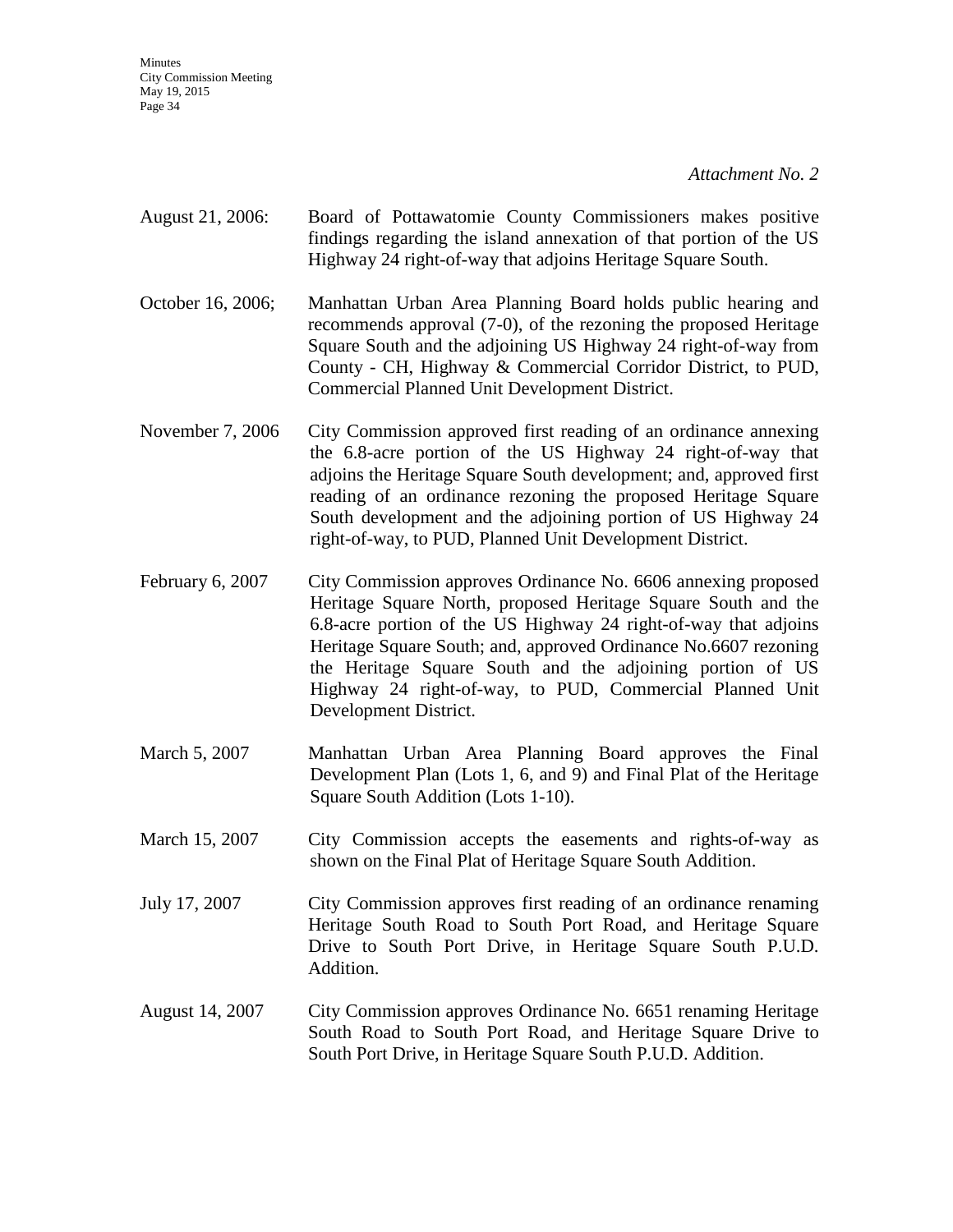*Attachment No. 2*

August 21, 2006: Board of Pottawatomie County Commissioners makes positive findings regarding the island annexation of that portion of the US Highway 24 right-of-way that adjoins Heritage Square South.

October 16, 2006; Manhattan Urban Area Planning Board holds public hearing and recommends approval (7-0), of the rezoning the proposed Heritage Square South and the adjoining US Highway 24 right-of-way from County - CH, Highway & Commercial Corridor District, to PUD, Commercial Planned Unit Development District.

November 7, 2006 City Commission approved first reading of an ordinance annexing the 6.8-acre portion of the US Highway 24 right-of-way that adjoins the Heritage Square South development; and, approved first reading of an ordinance rezoning the proposed Heritage Square South development and the adjoining portion of US Highway 24 right-of-way, to PUD, Planned Unit Development District.

February 6, 2007 City Commission approves Ordinance No. 6606 annexing proposed Heritage Square North, proposed Heritage Square South and the 6.8-acre portion of the US Highway 24 right-of-way that adjoins Heritage Square South; and, approved Ordinance No.6607 rezoning the Heritage Square South and the adjoining portion of US Highway 24 right-of-way, to PUD, Commercial Planned Unit Development District.

March 5, 2007 Manhattan Urban Area Planning Board approves the Final Development Plan (Lots 1, 6, and 9) and Final Plat of the Heritage Square South Addition (Lots 1-10).

March 15, 2007 City Commission accepts the easements and rights-of-way as shown on the Final Plat of Heritage Square South Addition.

July 17, 2007 City Commission approves first reading of an ordinance renaming Heritage South Road to South Port Road, and Heritage Square Drive to South Port Drive, in Heritage Square South P.U.D. Addition.

August 14, 2007 City Commission approves Ordinance No. 6651 renaming Heritage South Road to South Port Road, and Heritage Square Drive to South Port Drive, in Heritage Square South P.U.D. Addition.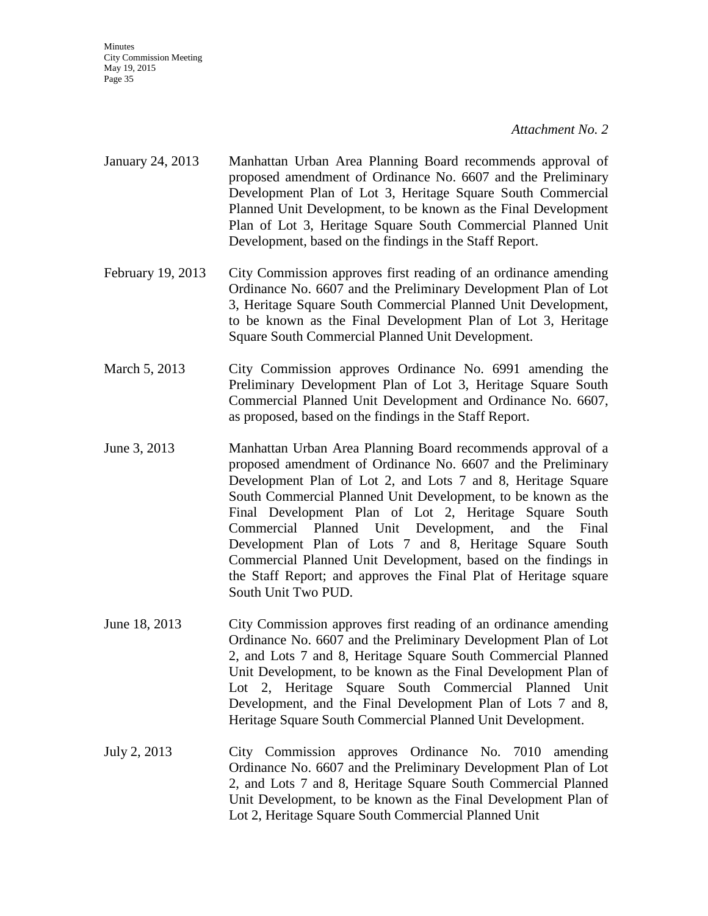*Attachment No. 2*

January 24, 2013 — Manhattan Urban Area Planning Board recommends approval of proposed amendment of Ordinance No. 6607 and the Preliminary Development Plan of Lot 3, Heritage Square South Commercial Planned Unit Development, to be known as the Final Development Plan of Lot 3, Heritage Square South Commercial Planned Unit Development, based on the findings in the Staff Report.

February 19, 2013 — City Commission approves first reading of an ordinance amending Ordinance No. 6607 and the Preliminary Development Plan of Lot 3, Heritage Square South Commercial Planned Unit Development, to be known as the Final Development Plan of Lot 3, Heritage Square South Commercial Planned Unit Development.

March 5, 2013 — City Commission approves Ordinance No. 6991 amending the Preliminary Development Plan of Lot 3, Heritage Square South Commercial Planned Unit Development and Ordinance No. 6607, as proposed, based on the findings in the Staff Report.

June 3, 2013 — Manhattan Urban Area Planning Board recommends approval of a proposed amendment of Ordinance No. 6607 and the Preliminary Development Plan of Lot 2, and Lots 7 and 8, Heritage Square South Commercial Planned Unit Development, to be known as the Final Development Plan of Lot 2, Heritage Square South Commercial Planned Unit Development, and the Final Development Plan of Lots 7 and 8, Heritage Square South Commercial Planned Unit Development, based on the findings in the Staff Report; and approves the Final Plat of Heritage square South Unit Two PUD.

June 18, 2013 — City Commission approves first reading of an ordinance amending Ordinance No. 6607 and the Preliminary Development Plan of Lot 2, and Lots 7 and 8, Heritage Square South Commercial Planned Unit Development, to be known as the Final Development Plan of Lot 2, Heritage Square South Commercial Planned Unit Development, and the Final Development Plan of Lots 7 and 8, Heritage Square South Commercial Planned Unit Development.

July 2, 2013 — City Commission approves Ordinance No. 7010 amending Ordinance No. 6607 and the Preliminary Development Plan of Lot 2, and Lots 7 and 8, Heritage Square South Commercial Planned Unit Development, to be known as the Final Development Plan of Lot 2, Heritage Square South Commercial Planned Unit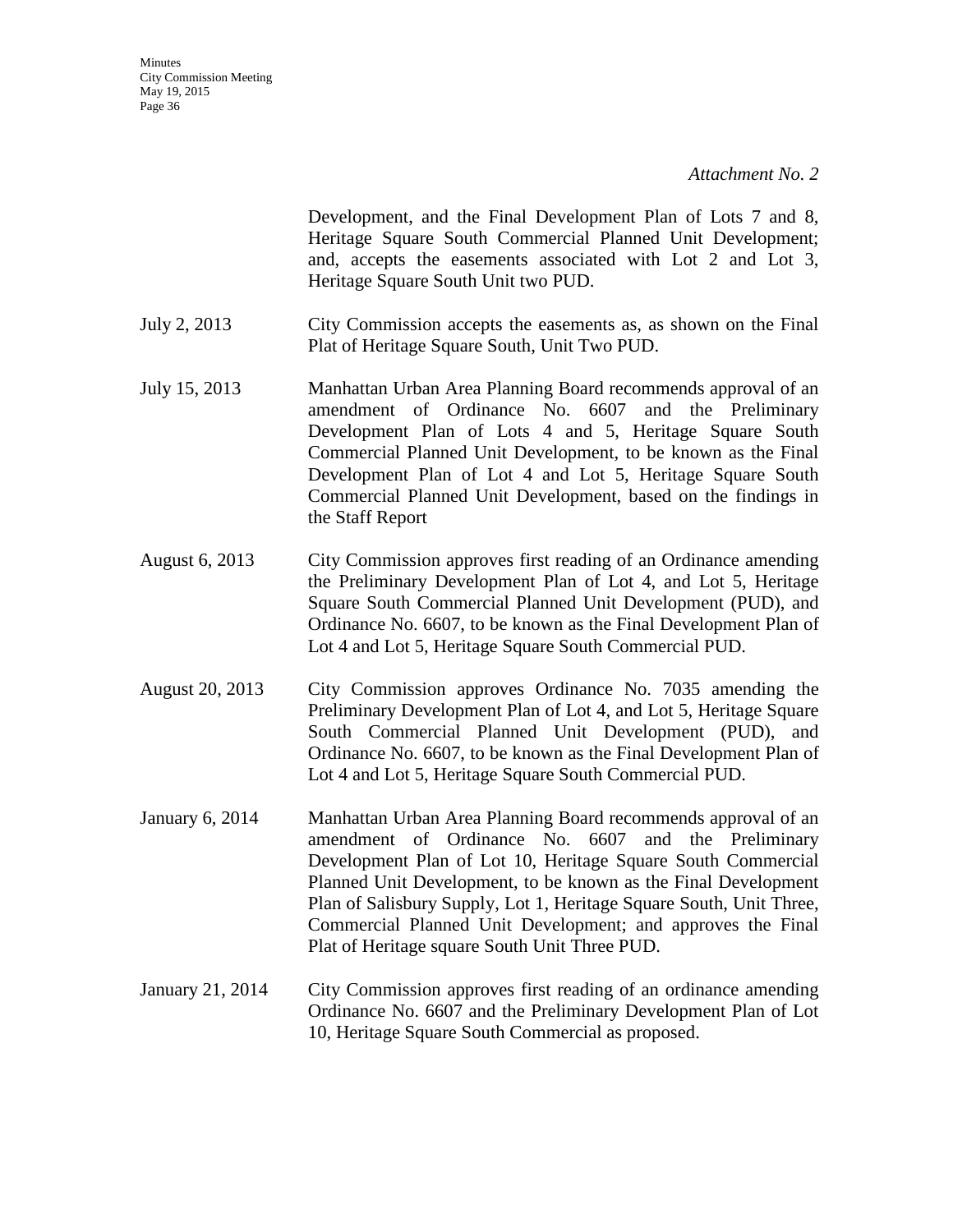*Attachment No. 2*

Development, and the Final Development Plan of Lots 7 and 8, Heritage Square South Commercial Planned Unit Development; and, accepts the easements associated with Lot 2 and Lot 3, Heritage Square South Unit two PUD.

July 2, 2013 — City Commission accepts the easements as, as shown on the Final Plat of Heritage Square South, Unit Two PUD.

July 15, 2013 — Manhattan Urban Area Planning Board recommends approval of an amendment of Ordinance No. 6607 and the Preliminary Development Plan of Lots 4 and 5, Heritage Square South Commercial Planned Unit Development, to be known as the Final Development Plan of Lot 4 and Lot 5, Heritage Square South Commercial Planned Unit Development, based on the findings in the Staff Report

August 6, 2013 — City Commission approves first reading of an Ordinance amending the Preliminary Development Plan of Lot 4, and Lot 5, Heritage Square South Commercial Planned Unit Development (PUD), and Ordinance No. 6607, to be known as the Final Development Plan of Lot 4 and Lot 5, Heritage Square South Commercial PUD.

August 20, 2013 — City Commission approves Ordinance No. 7035 amending the Preliminary Development Plan of Lot 4, and Lot 5, Heritage Square South Commercial Planned Unit Development (PUD), and Ordinance No. 6607, to be known as the Final Development Plan of Lot 4 and Lot 5, Heritage Square South Commercial PUD.

January 6, 2014 — Manhattan Urban Area Planning Board recommends approval of an amendment of Ordinance No. 6607 and the Preliminary Development Plan of Lot 10, Heritage Square South Commercial Planned Unit Development, to be known as the Final Development Plan of Salisbury Supply, Lot 1, Heritage Square South, Unit Three, Commercial Planned Unit Development; and approves the Final Plat of Heritage square South Unit Three PUD.

January 21, 2014 — City Commission approves first reading of an ordinance amending Ordinance No. 6607 and the Preliminary Development Plan of Lot 10, Heritage Square South Commercial as proposed.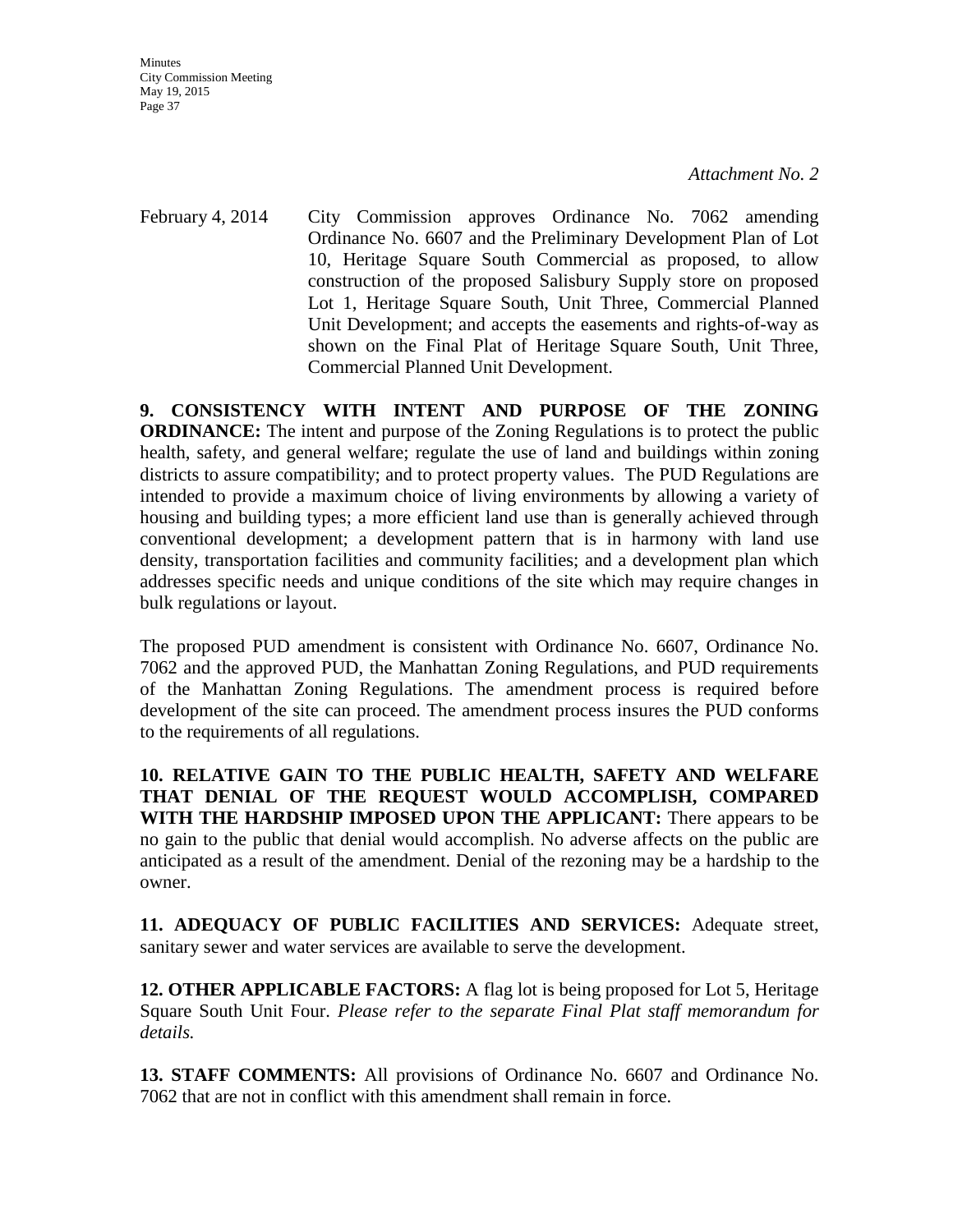*Attachment No. 2*

February 4, 2014 City Commission approves Ordinance No. 7062 amending Ordinance No. 6607 and the Preliminary Development Plan of Lot 10, Heritage Square South Commercial as proposed, to allow construction of the proposed Salisbury Supply store on proposed Lot 1, Heritage Square South, Unit Three, Commercial Planned Unit Development; and accepts the easements and rights-of-way as shown on the Final Plat of Heritage Square South, Unit Three, Commercial Planned Unit Development.

**9. CONSISTENCY WITH INTENT AND PURPOSE OF THE ZONING ORDINANCE:** The intent and purpose of the Zoning Regulations is to protect the public health, safety, and general welfare; regulate the use of land and buildings within zoning districts to assure compatibility; and to protect property values. The PUD Regulations are intended to provide a maximum choice of living environments by allowing a variety of housing and building types; a more efficient land use than is generally achieved through conventional development; a development pattern that is in harmony with land use density, transportation facilities and community facilities; and a development plan which addresses specific needs and unique conditions of the site which may require changes in bulk regulations or layout.

The proposed PUD amendment is consistent with Ordinance No. 6607, Ordinance No. 7062 and the approved PUD, the Manhattan Zoning Regulations, and PUD requirements of the Manhattan Zoning Regulations. The amendment process is required before development of the site can proceed. The amendment process insures the PUD conforms to the requirements of all regulations.

**10. RELATIVE GAIN TO THE PUBLIC HEALTH, SAFETY AND WELFARE THAT DENIAL OF THE REQUEST WOULD ACCOMPLISH, COMPARED WITH THE HARDSHIP IMPOSED UPON THE APPLICANT:** There appears to be no gain to the public that denial would accomplish. No adverse affects on the public are anticipated as a result of the amendment. Denial of the rezoning may be a hardship to the owner.

**11. ADEQUACY OF PUBLIC FACILITIES AND SERVICES:** Adequate street, sanitary sewer and water services are available to serve the development.

**12. OTHER APPLICABLE FACTORS:** A flag lot is being proposed for Lot 5, Heritage Square South Unit Four. *Please refer to the separate Final Plat staff memorandum for details.*

**13. STAFF COMMENTS:** All provisions of Ordinance No. 6607 and Ordinance No. 7062 that are not in conflict with this amendment shall remain in force.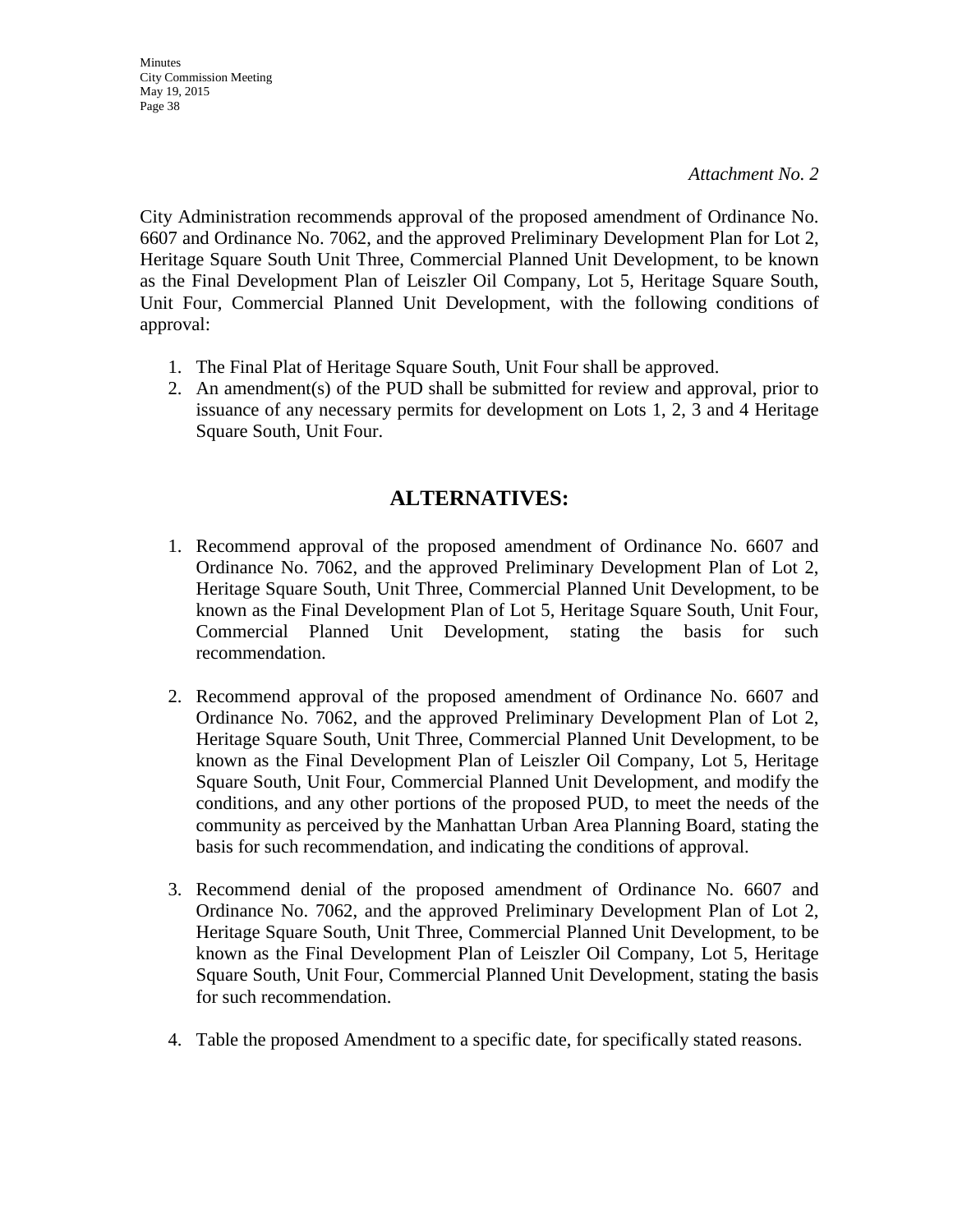*Attachment No. 2*

City Administration recommends approval of the proposed amendment of Ordinance No. 6607 and Ordinance No. 7062, and the approved Preliminary Development Plan for Lot 2, Heritage Square South Unit Three, Commercial Planned Unit Development, to be known as the Final Development Plan of Leiszler Oil Company, Lot 5, Heritage Square South, Unit Four, Commercial Planned Unit Development, with the following conditions of approval:

1. The Final Plat of Heritage Square South, Unit Four shall be approved.
2. An amendment(s) of the PUD shall be submitted for review and approval, prior to issuance of any necessary permits for development on Lots 1, 2, 3 and 4 Heritage Square South, Unit Four.

## ALTERNATIVES:

1. Recommend approval of the proposed amendment of Ordinance No. 6607 and Ordinance No. 7062, and the approved Preliminary Development Plan of Lot 2, Heritage Square South, Unit Three, Commercial Planned Unit Development, to be known as the Final Development Plan of Lot 5, Heritage Square South, Unit Four, Commercial Planned Unit Development, stating the basis for such recommendation.

2. Recommend approval of the proposed amendment of Ordinance No. 6607 and Ordinance No. 7062, and the approved Preliminary Development Plan of Lot 2, Heritage Square South, Unit Three, Commercial Planned Unit Development, to be known as the Final Development Plan of Leiszler Oil Company, Lot 5, Heritage Square South, Unit Four, Commercial Planned Unit Development, and modify the conditions, and any other portions of the proposed PUD, to meet the needs of the community as perceived by the Manhattan Urban Area Planning Board, stating the basis for such recommendation, and indicating the conditions of approval.

3. Recommend denial of the proposed amendment of Ordinance No. 6607 and Ordinance No. 7062, and the approved Preliminary Development Plan of Lot 2, Heritage Square South, Unit Three, Commercial Planned Unit Development, to be known as the Final Development Plan of Leiszler Oil Company, Lot 5, Heritage Square South, Unit Four, Commercial Planned Unit Development, stating the basis for such recommendation.

4. Table the proposed Amendment to a specific date, for specifically stated reasons.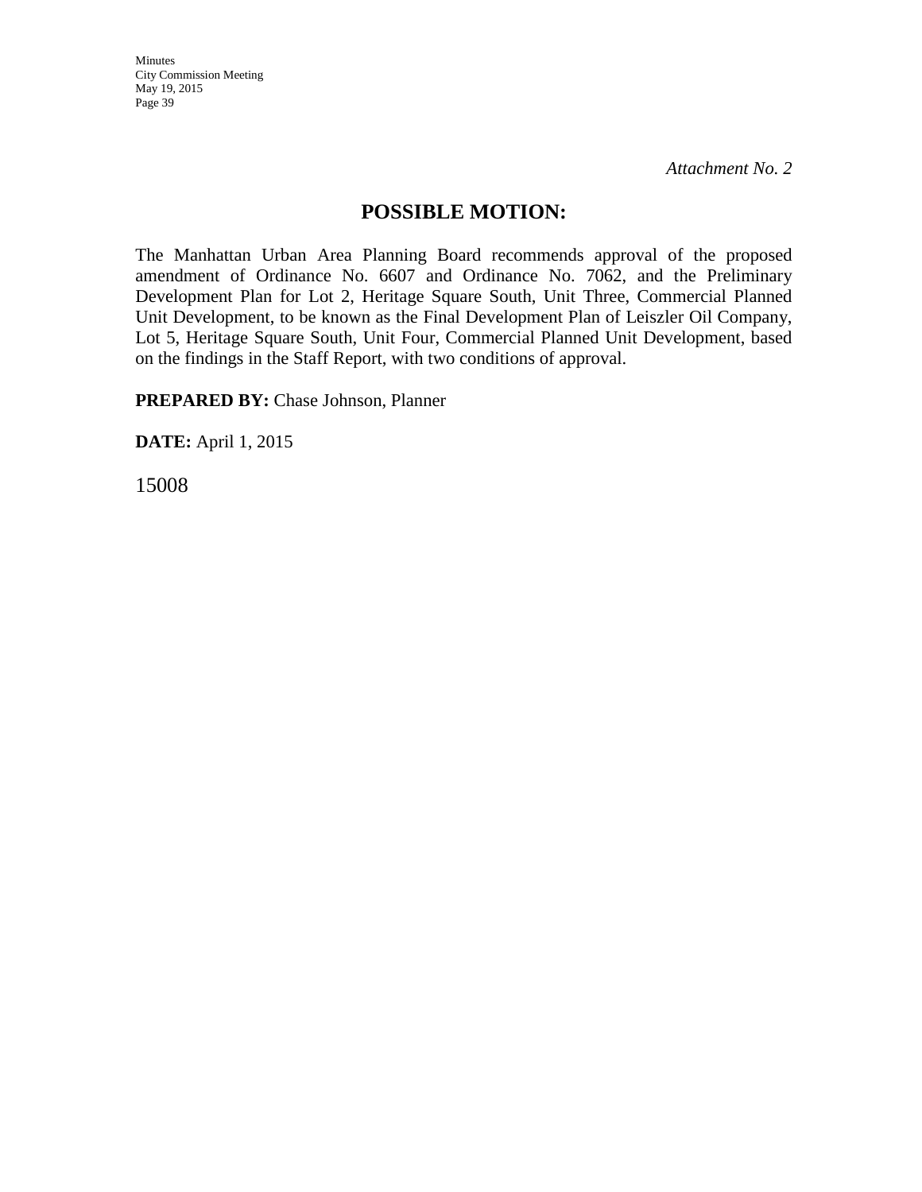*Attachment No. 2*

## POSSIBLE MOTION:

The Manhattan Urban Area Planning Board recommends approval of the proposed amendment of Ordinance No. 6607 and Ordinance No. 7062, and the Preliminary Development Plan for Lot 2, Heritage Square South, Unit Three, Commercial Planned Unit Development, to be known as the Final Development Plan of Leiszler Oil Company, Lot 5, Heritage Square South, Unit Four, Commercial Planned Unit Development, based on the findings in the Staff Report, with two conditions of approval.

**PREPARED BY:** Chase Johnson, Planner

**DATE:** April 1, 2015

15008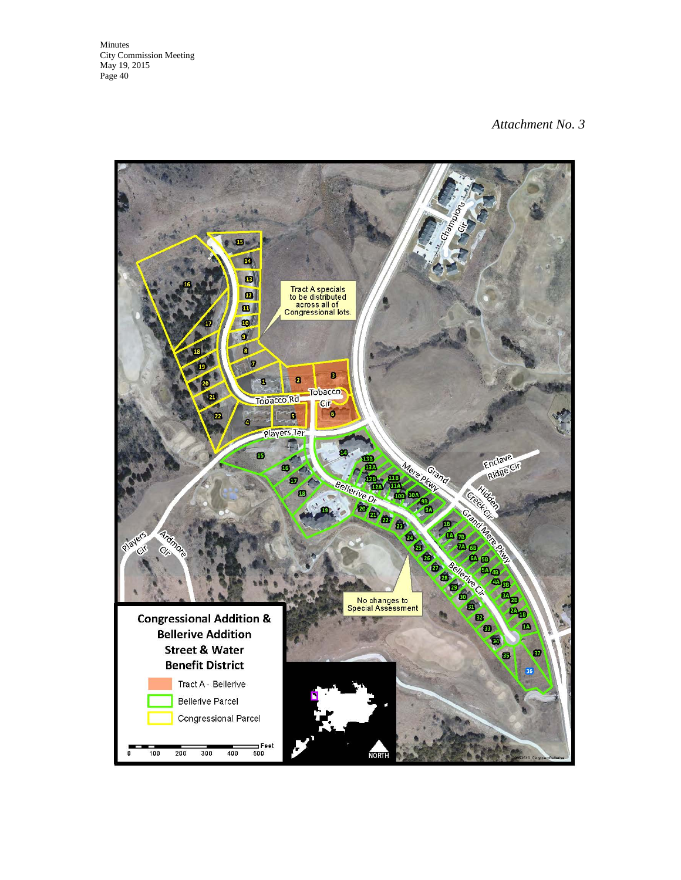*Attachment No. 3*

Tract A specials to be distributed across all of Congressional lots.

No changes to Special Assessment

**Congressional Addition & Bellerive Addition Street & Water Benefit District**

Tract A - Bellerive

Bellerive Parcel

Congressional Parcel

0 100 200 300 400 500 Feet

NORTH